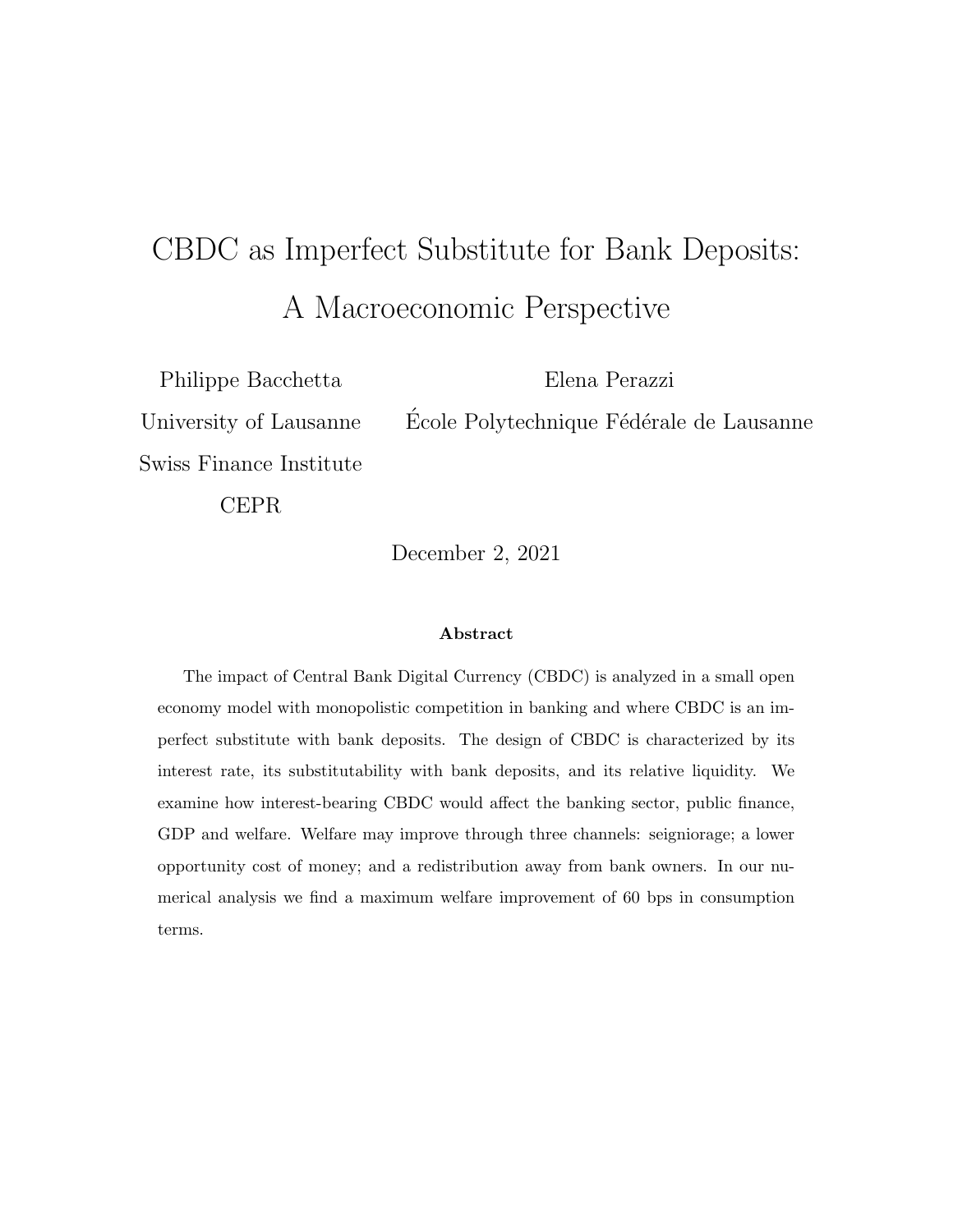# CBDC as Imperfect Substitute for Bank Deposits: A Macroeconomic Perspective

Philippe Bacchetta
University of Lausanne
Swiss Finance Institute
CEPR

Elena Perazzi
École Polytechnique Fédérale de Lausanne

December 2, 2021

**Abstract**

The impact of Central Bank Digital Currency (CBDC) is analyzed in a small open economy model with monopolistic competition in banking and where CBDC is an imperfect substitute with bank deposits. The design of CBDC is characterized by its interest rate, its substitutability with bank deposits, and its relative liquidity. We examine how interest-bearing CBDC would affect the banking sector, public finance, GDP and welfare. Welfare may improve through three channels: seigniorage; a lower opportunity cost of money; and a redistribution away from bank owners. In our numerical analysis we find a maximum welfare improvement of 60 bps in consumption terms.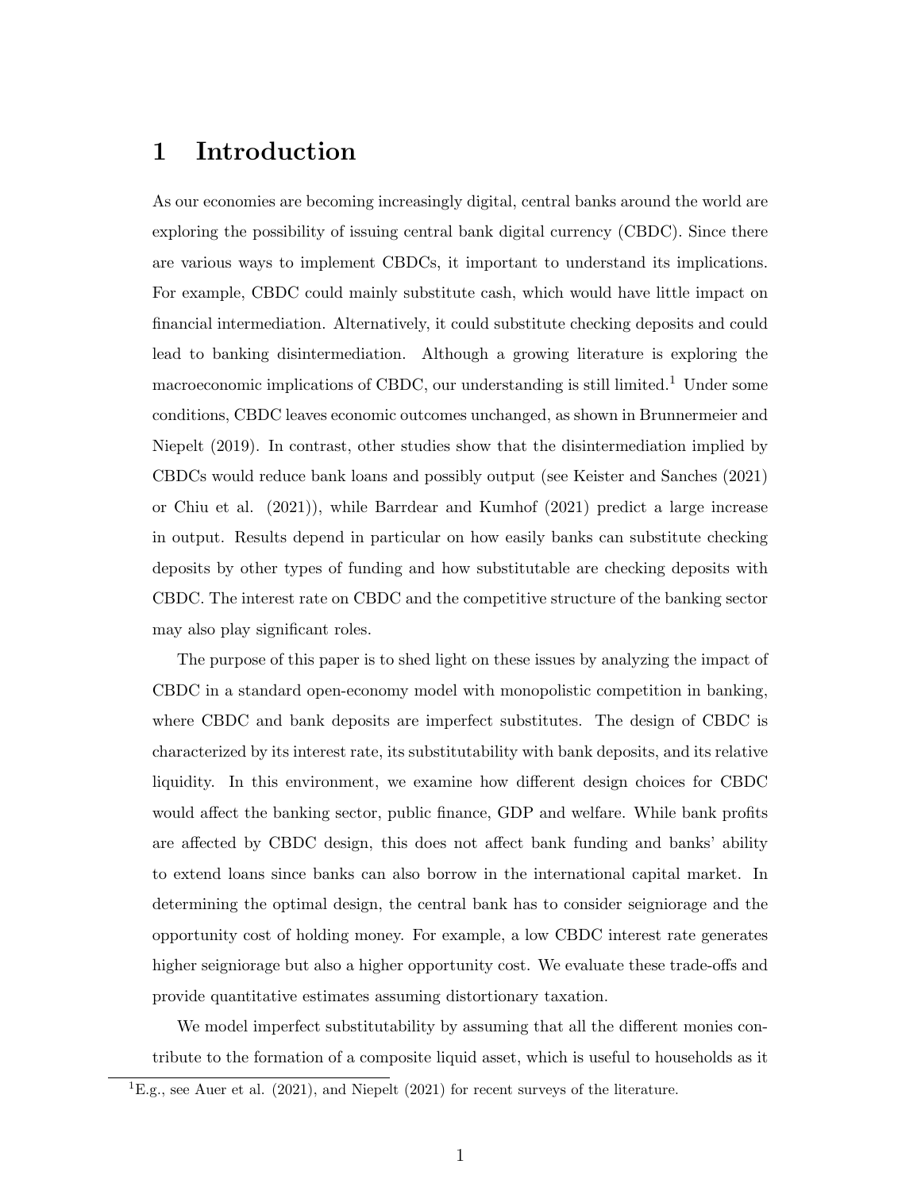# 1 Introduction

As our economies are becoming increasingly digital, central banks around the world are exploring the possibility of issuing central bank digital currency (CBDC). Since there are various ways to implement CBDCs, it important to understand its implications. For example, CBDC could mainly substitute cash, which would have little impact on financial intermediation. Alternatively, it could substitute checking deposits and could lead to banking disintermediation. Although a growing literature is exploring the macroeconomic implications of CBDC, our understanding is still limited.[1] Under some conditions, CBDC leaves economic outcomes unchanged, as shown in Brunnermeier and Niepelt (2019). In contrast, other studies show that the disintermediation implied by CBDCs would reduce bank loans and possibly output (see Keister and Sanches (2021) or Chiu et al. (2021)), while Barrdear and Kumhof (2021) predict a large increase in output. Results depend in particular on how easily banks can substitute checking deposits by other types of funding and how substitutable are checking deposits with CBDC. The interest rate on CBDC and the competitive structure of the banking sector may also play significant roles.

The purpose of this paper is to shed light on these issues by analyzing the impact of CBDC in a standard open-economy model with monopolistic competition in banking, where CBDC and bank deposits are imperfect substitutes. The design of CBDC is characterized by its interest rate, its substitutability with bank deposits, and its relative liquidity. In this environment, we examine how different design choices for CBDC would affect the banking sector, public finance, GDP and welfare. While bank profits are affected by CBDC design, this does not affect bank funding and banks' ability to extend loans since banks can also borrow in the international capital market. In determining the optimal design, the central bank has to consider seigniorage and the opportunity cost of holding money. For example, a low CBDC interest rate generates higher seigniorage but also a higher opportunity cost. We evaluate these trade-offs and provide quantitative estimates assuming distortionary taxation.

We model imperfect substitutability by assuming that all the different monies contribute to the formation of a composite liquid asset, which is useful to households as it

[1] E.g., see Auer et al. (2021), and Niepelt (2021) for recent surveys of the literature.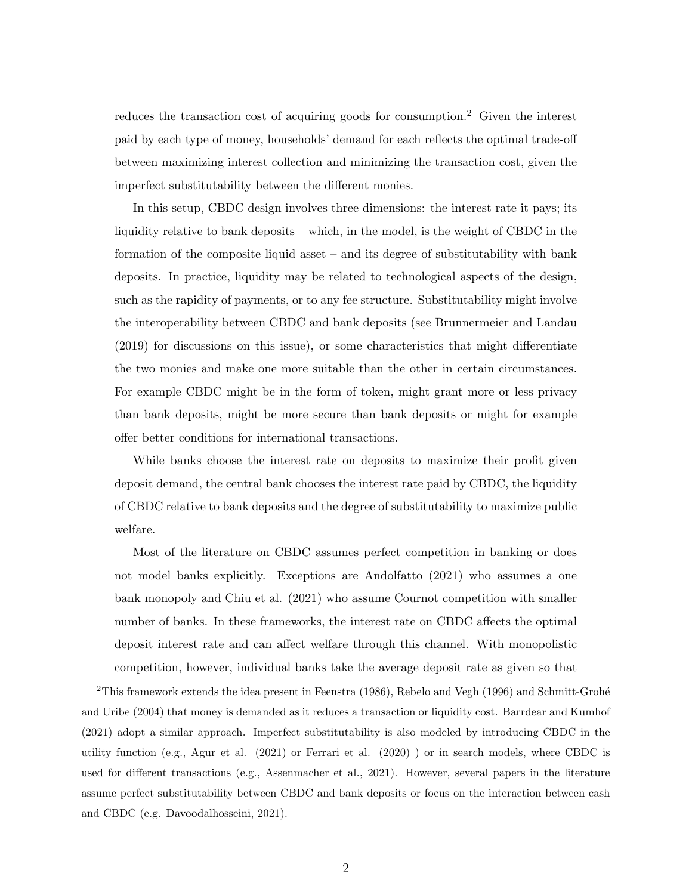reduces the transaction cost of acquiring goods for consumption.[2] Given the interest paid by each type of money, households' demand for each reflects the optimal trade-off between maximizing interest collection and minimizing the transaction cost, given the imperfect substitutability between the different monies.

In this setup, CBDC design involves three dimensions: the interest rate it pays; its liquidity relative to bank deposits – which, in the model, is the weight of CBDC in the formation of the composite liquid asset – and its degree of substitutability with bank deposits. In practice, liquidity may be related to technological aspects of the design, such as the rapidity of payments, or to any fee structure. Substitutability might involve the interoperability between CBDC and bank deposits (see Brunnermeier and Landau (2019) for discussions on this issue), or some characteristics that might differentiate the two monies and make one more suitable than the other in certain circumstances. For example CBDC might be in the form of token, might grant more or less privacy than bank deposits, might be more secure than bank deposits or might for example offer better conditions for international transactions.

While banks choose the interest rate on deposits to maximize their profit given deposit demand, the central bank chooses the interest rate paid by CBDC, the liquidity of CBDC relative to bank deposits and the degree of substitutability to maximize public welfare.

Most of the literature on CBDC assumes perfect competition in banking or does not model banks explicitly. Exceptions are Andolfatto (2021) who assumes a one bank monopoly and Chiu et al. (2021) who assume Cournot competition with smaller number of banks. In these frameworks, the interest rate on CBDC affects the optimal deposit interest rate and can affect welfare through this channel. With monopolistic competition, however, individual banks take the average deposit rate as given so that

[2] This framework extends the idea present in Feenstra (1986), Rebelo and Vegh (1996) and Schmitt-Grohé and Uribe (2004) that money is demanded as it reduces a transaction or liquidity cost. Barrdear and Kumhof (2021) adopt a similar approach. Imperfect substitutability is also modeled by introducing CBDC in the utility function (e.g., Agur et al. (2021) or Ferrari et al. (2020) ) or in search models, where CBDC is used for different transactions (e.g., Assenmacher et al., 2021). However, several papers in the literature assume perfect substitutability between CBDC and bank deposits or focus on the interaction between cash and CBDC (e.g. Davoodalhosseini, 2021).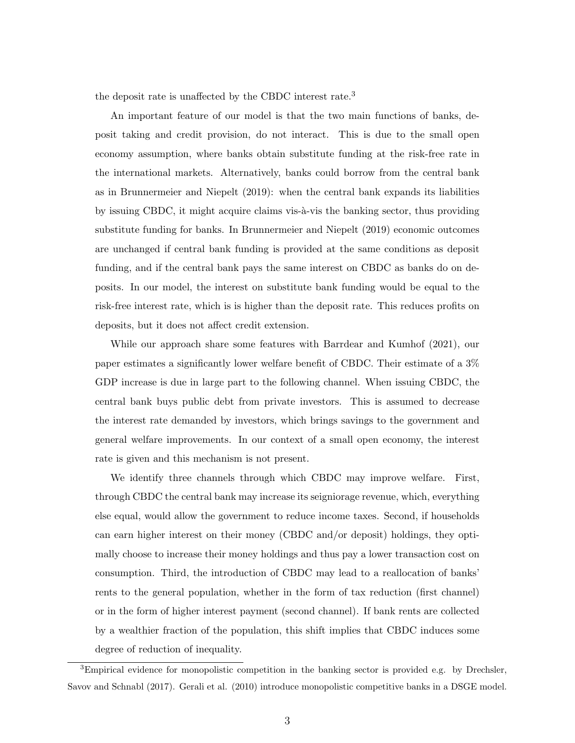the deposit rate is unaffected by the CBDC interest rate.[3]

An important feature of our model is that the two main functions of banks, deposit taking and credit provision, do not interact. This is due to the small open economy assumption, where banks obtain substitute funding at the risk-free rate in the international markets. Alternatively, banks could borrow from the central bank as in Brunnermeier and Niepelt (2019): when the central bank expands its liabilities by issuing CBDC, it might acquire claims vis-à-vis the banking sector, thus providing substitute funding for banks. In Brunnermeier and Niepelt (2019) economic outcomes are unchanged if central bank funding is provided at the same conditions as deposit funding, and if the central bank pays the same interest on CBDC as banks do on deposits. In our model, the interest on substitute bank funding would be equal to the risk-free interest rate, which is is higher than the deposit rate. This reduces profits on deposits, but it does not affect credit extension.

While our approach share some features with Barrdear and Kumhof (2021), our paper estimates a significantly lower welfare benefit of CBDC. Their estimate of a 3% GDP increase is due in large part to the following channel. When issuing CBDC, the central bank buys public debt from private investors. This is assumed to decrease the interest rate demanded by investors, which brings savings to the government and general welfare improvements. In our context of a small open economy, the interest rate is given and this mechanism is not present.

We identify three channels through which CBDC may improve welfare. First, through CBDC the central bank may increase its seigniorage revenue, which, everything else equal, would allow the government to reduce income taxes. Second, if households can earn higher interest on their money (CBDC and/or deposit) holdings, they optimally choose to increase their money holdings and thus pay a lower transaction cost on consumption. Third, the introduction of CBDC may lead to a reallocation of banks' rents to the general population, whether in the form of tax reduction (first channel) or in the form of higher interest payment (second channel). If bank rents are collected by a wealthier fraction of the population, this shift implies that CBDC induces some degree of reduction of inequality.

[3] Empirical evidence for monopolistic competition in the banking sector is provided e.g. by Drechsler, Savov and Schnabl (2017). Gerali et al. (2010) introduce monopolistic competitive banks in a DSGE model.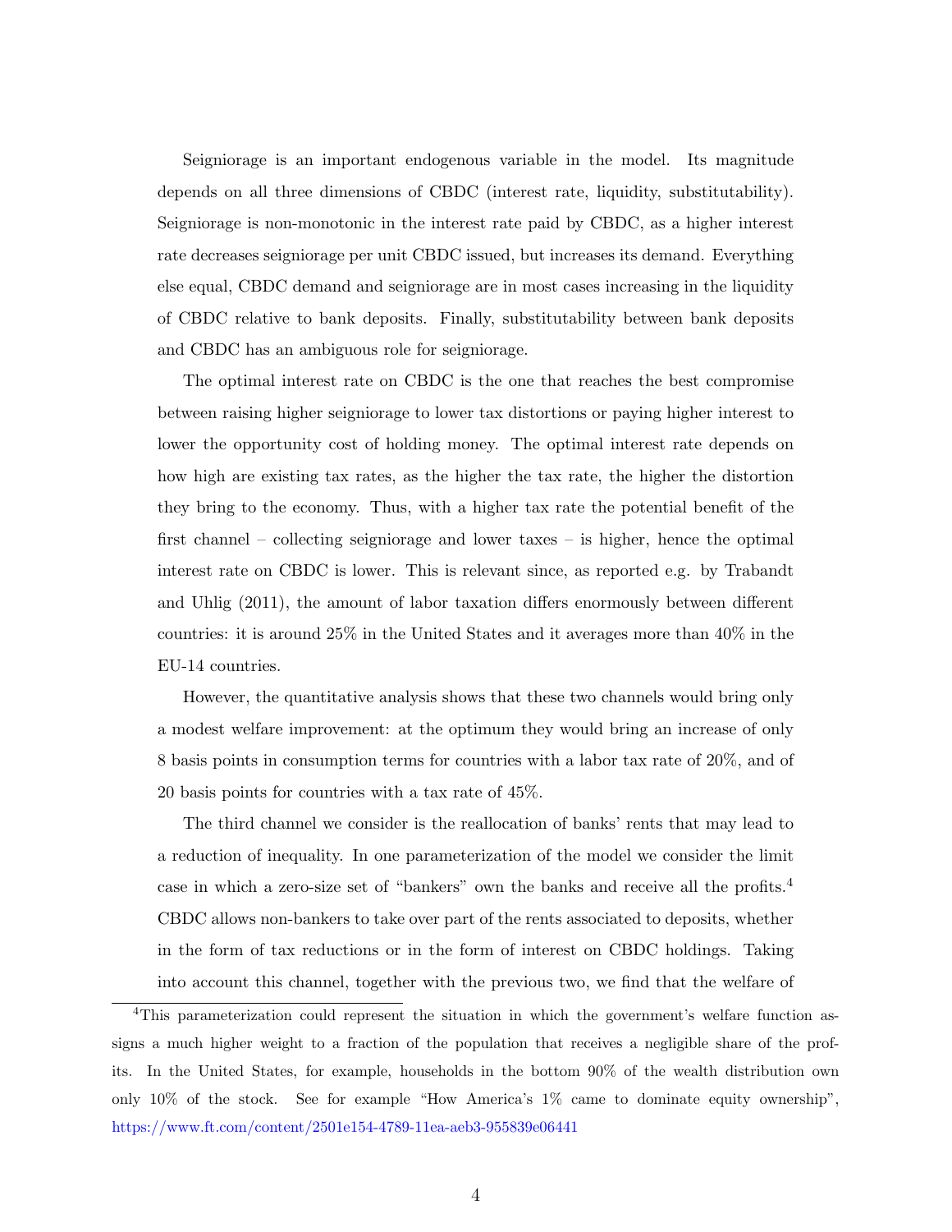Seigniorage is an important endogenous variable in the model. Its magnitude depends on all three dimensions of CBDC (interest rate, liquidity, substitutability). Seigniorage is non-monotonic in the interest rate paid by CBDC, as a higher interest rate decreases seigniorage per unit CBDC issued, but increases its demand. Everything else equal, CBDC demand and seigniorage are in most cases increasing in the liquidity of CBDC relative to bank deposits. Finally, substitutability between bank deposits and CBDC has an ambiguous role for seigniorage.

The optimal interest rate on CBDC is the one that reaches the best compromise between raising higher seigniorage to lower tax distortions or paying higher interest to lower the opportunity cost of holding money. The optimal interest rate depends on how high are existing tax rates, as the higher the tax rate, the higher the distortion they bring to the economy. Thus, with a higher tax rate the potential benefit of the first channel – collecting seigniorage and lower taxes – is higher, hence the optimal interest rate on CBDC is lower. This is relevant since, as reported e.g. by Trabandt and Uhlig (2011), the amount of labor taxation differs enormously between different countries: it is around 25% in the United States and it averages more than 40% in the EU-14 countries.

However, the quantitative analysis shows that these two channels would bring only a modest welfare improvement: at the optimum they would bring an increase of only 8 basis points in consumption terms for countries with a labor tax rate of 20%, and of 20 basis points for countries with a tax rate of 45%.

The third channel we consider is the reallocation of banks' rents that may lead to a reduction of inequality. In one parameterization of the model we consider the limit case in which a zero-size set of "bankers" own the banks and receive all the profits.[4] CBDC allows non-bankers to take over part of the rents associated to deposits, whether in the form of tax reductions or in the form of interest on CBDC holdings. Taking into account this channel, together with the previous two, we find that the welfare of

[4]This parameterization could represent the situation in which the government's welfare function assigns a much higher weight to a fraction of the population that receives a negligible share of the profits. In the United States, for example, households in the bottom 90% of the wealth distribution own only 10% of the stock. See for example "How America's 1% came to dominate equity ownership", https://www.ft.com/content/2501e154-4789-11ea-aeb3-955839e06441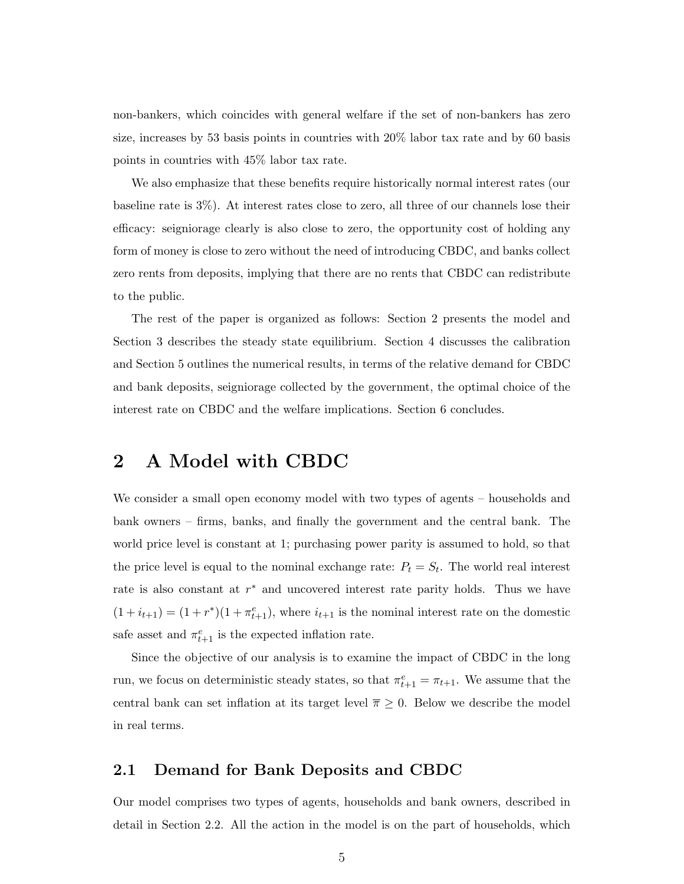non-bankers, which coincides with general welfare if the set of non-bankers has zero size, increases by 53 basis points in countries with 20% labor tax rate and by 60 basis points in countries with 45% labor tax rate.

We also emphasize that these benefits require historically normal interest rates (our baseline rate is 3%). At interest rates close to zero, all three of our channels lose their efficacy: seigniorage clearly is also close to zero, the opportunity cost of holding any form of money is close to zero without the need of introducing CBDC, and banks collect zero rents from deposits, implying that there are no rents that CBDC can redistribute to the public.

The rest of the paper is organized as follows: Section 2 presents the model and Section 3 describes the steady state equilibrium. Section 4 discusses the calibration and Section 5 outlines the numerical results, in terms of the relative demand for CBDC and bank deposits, seigniorage collected by the government, the optimal choice of the interest rate on CBDC and the welfare implications. Section 6 concludes.

# 2 A Model with CBDC

We consider a small open economy model with two types of agents – households and bank owners – firms, banks, and finally the government and the central bank. The world price level is constant at 1; purchasing power parity is assumed to hold, so that the price level is equal to the nominal exchange rate: $P_t = S_t$. The world real interest rate is also constant at $r^*$ and uncovered interest rate parity holds. Thus we have $(1 + i_{t+1}) = (1 + r^*)(1 + \pi^e_{t+1})$, where $i_{t+1}$ is the nominal interest rate on the domestic safe asset and $\pi^e_{t+1}$ is the expected inflation rate.

Since the objective of our analysis is to examine the impact of CBDC in the long run, we focus on deterministic steady states, so that $\pi^e_{t+1} = \pi_{t+1}$. We assume that the central bank can set inflation at its target level $\overline{\pi} \geq 0$. Below we describe the model in real terms.

## 2.1 Demand for Bank Deposits and CBDC

Our model comprises two types of agents, households and bank owners, described in detail in Section 2.2. All the action in the model is on the part of households, which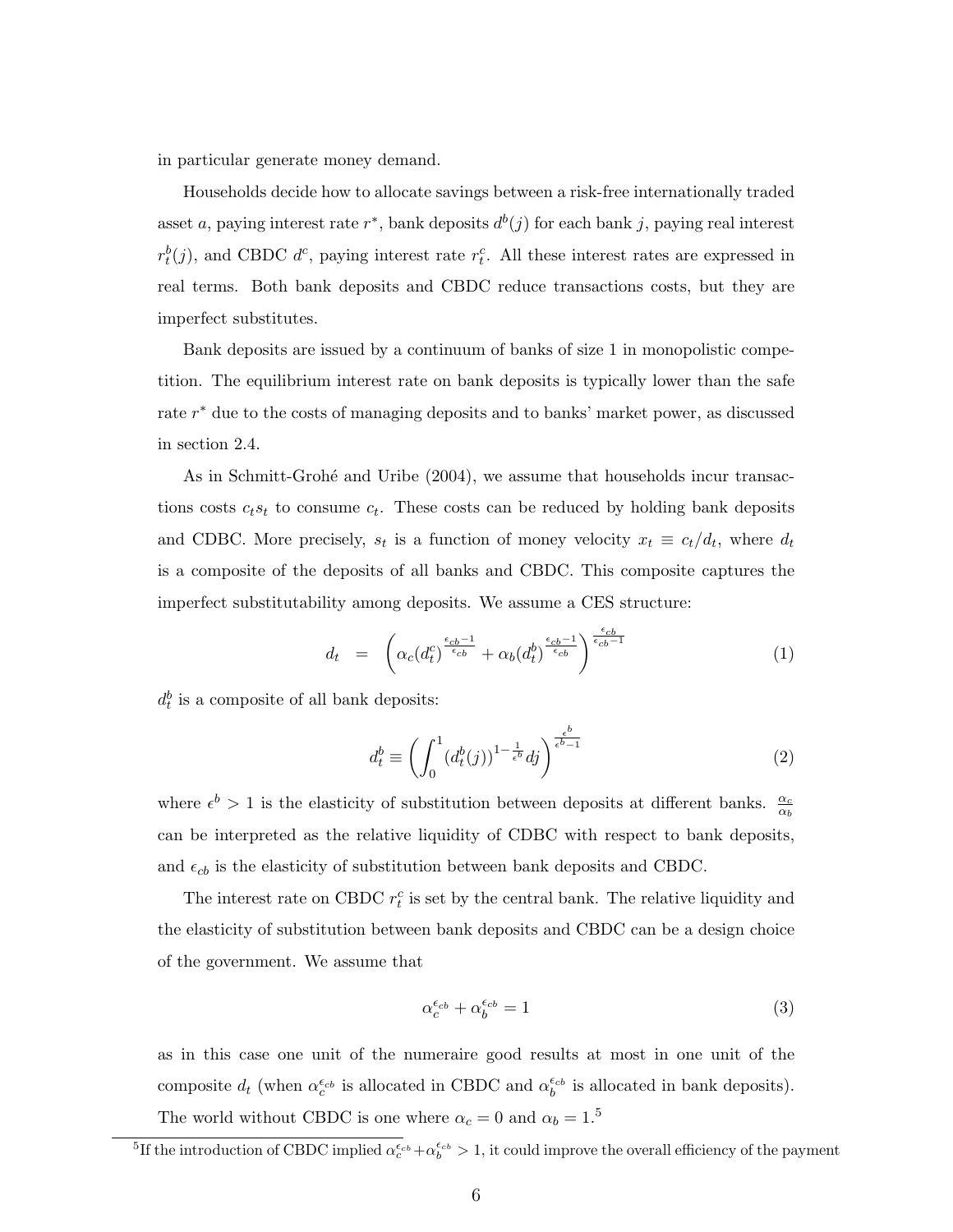in particular generate money demand.

Households decide how to allocate savings between a risk-free internationally traded asset $a$, paying interest rate $r^*$, bank deposits $d^b(j)$ for each bank $j$, paying real interest $r^b_t(j)$, and CBDC $d^c$, paying interest rate $r^c_t$. All these interest rates are expressed in real terms. Both bank deposits and CBDC reduce transactions costs, but they are imperfect substitutes.

Bank deposits are issued by a continuum of banks of size 1 in monopolistic competition. The equilibrium interest rate on bank deposits is typically lower than the safe rate $r^*$ due to the costs of managing deposits and to banks' market power, as discussed in section 2.4.

As in Schmitt-Grohé and Uribe (2004), we assume that households incur transactions costs $c_t s_t$ to consume $c_t$. These costs can be reduced by holding bank deposits and CDBC. More precisely, $s_t$ is a function of money velocity $x_t \equiv c_t/d_t$, where $d_t$ is a composite of the deposits of all banks and CBDC. This composite captures the imperfect substitutability among deposits. We assume a CES structure:

$$d_t = \left( \alpha_c (d^c_t)^{\frac{\epsilon_{cb}-1}{\epsilon_{cb}}} + \alpha_b (d^b_t)^{\frac{\epsilon_{cb}-1}{\epsilon_{cb}}} \right)^{\frac{\epsilon_{cb}}{\epsilon_{cb}-1}} \tag{1}$$

$d^b_t$ is a composite of all bank deposits:

$$d^b_t \equiv \left( \int_0^1 (d^b_t(j))^{1-\frac{1}{\epsilon^b}} dj \right)^{\frac{\epsilon^b}{\epsilon^b-1}} \tag{2}$$

where $\epsilon^b > 1$ is the elasticity of substitution between deposits at different banks. $\frac{\alpha_c}{\alpha_b}$ can be interpreted as the relative liquidity of CDBC with respect to bank deposits, and $\epsilon_{cb}$ is the elasticity of substitution between bank deposits and CBDC.

The interest rate on CBDC $r^c_t$ is set by the central bank. The relative liquidity and the elasticity of substitution between bank deposits and CBDC can be a design choice of the government. We assume that

$$\alpha_c^{\epsilon_{cb}} + \alpha_b^{\epsilon_{cb}} = 1 \tag{3}$$

as in this case one unit of the numeraire good results at most in one unit of the composite $d_t$ (when $\alpha_c^{\epsilon_{cb}}$ is allocated in CBDC and $\alpha_b^{\epsilon_{cb}}$ is allocated in bank deposits). The world without CBDC is one where $\alpha_c = 0$ and $\alpha_b = 1$.[5]

[5] If the introduction of CBDC implied $\alpha_c^{\epsilon_{cb}} + \alpha_b^{\epsilon_{cb}} > 1$, it could improve the overall efficiency of the payment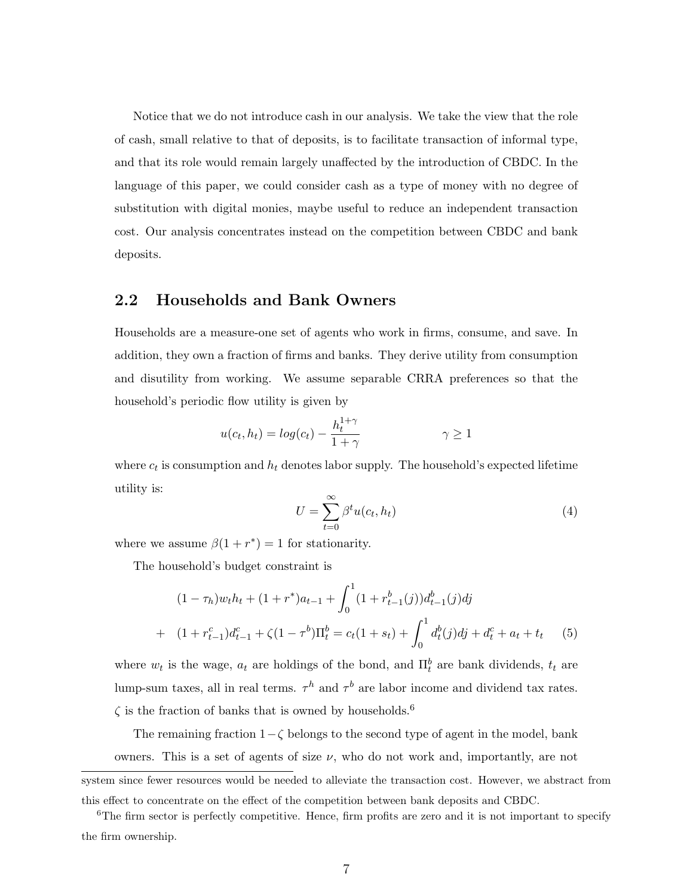Notice that we do not introduce cash in our analysis. We take the view that the role of cash, small relative to that of deposits, is to facilitate transaction of informal type, and that its role would remain largely unaffected by the introduction of CBDC. In the language of this paper, we could consider cash as a type of money with no degree of substitution with digital monies, maybe useful to reduce an independent transaction cost. Our analysis concentrates instead on the competition between CBDC and bank deposits.

## 2.2 Households and Bank Owners

Households are a measure-one set of agents who work in firms, consume, and save. In addition, they own a fraction of firms and banks. They derive utility from consumption and disutility from working. We assume separable CRRA preferences so that the household's periodic flow utility is given by

$$u(c_t, h_t) = log(c_t) - \frac{h_t^{1+\gamma}}{1+\gamma} \qquad \qquad \gamma \geq 1$$

where $c_t$ is consumption and $h_t$ denotes labor supply. The household's expected lifetime utility is:

$$U = \sum_{t=0}^{\infty} \beta^t u(c_t, h_t) \tag{4}$$

where we assume $\beta(1 + r^*) = 1$ for stationarity.

The household's budget constraint is

$$\begin{aligned} &(1-\tau_h)w_t h_t + (1+r^*)a_{t-1} + \int_0^1 (1+r_{t-1}^b(j))d_{t-1}^b(j)dj \\ + \quad &(1+r_{t-1}^c)d_{t-1}^c + \zeta(1-\tau^b)\Pi_t^b = c_t(1+s_t) + \int_0^1 d_t^b(j)dj + d_t^c + a_t + t_t \end{aligned} \tag{5}$$

where $w_t$ is the wage, $a_t$ are holdings of the bond, and $\Pi_t^b$ are bank dividends, $t_t$ are lump-sum taxes, all in real terms. $\tau^h$ and $\tau^b$ are labor income and dividend tax rates. $\zeta$ is the fraction of banks that is owned by households.[6]

The remaining fraction $1-\zeta$ belongs to the second type of agent in the model, bank owners. This is a set of agents of size $\nu$, who do not work and, importantly, are not

system since fewer resources would be needed to alleviate the transaction cost. However, we abstract from this effect to concentrate on the effect of the competition between bank deposits and CBDC.

[6] The firm sector is perfectly competitive. Hence, firm profits are zero and it is not important to specify the firm ownership.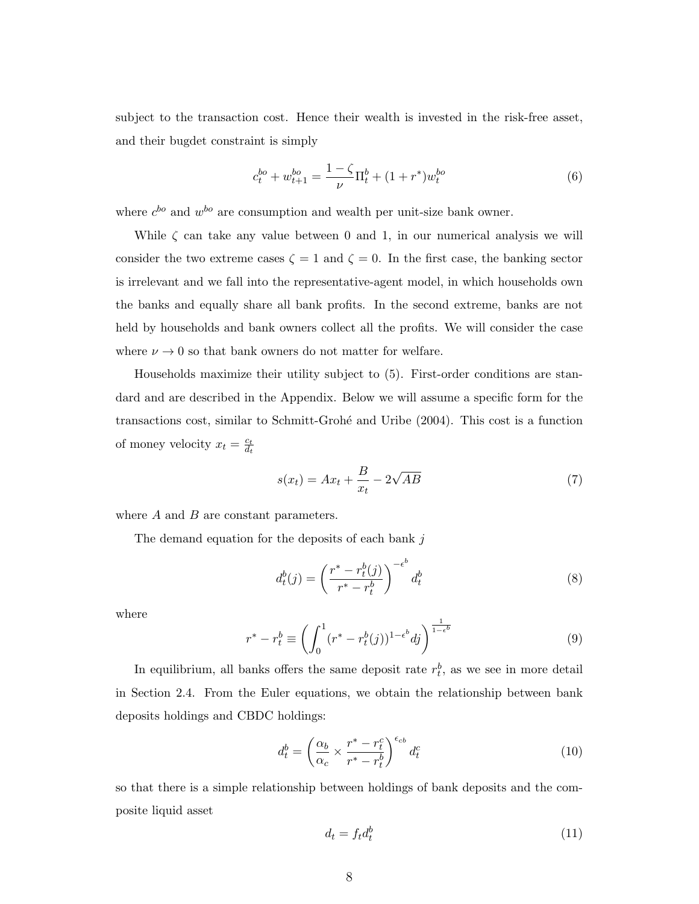subject to the transaction cost. Hence their wealth is invested in the risk-free asset, and their bugdet constraint is simply

$$c_t^{bo} + w_{t+1}^{bo} = \frac{1-\zeta}{\nu}\Pi_t^b + (1+r^*)w_t^{bo} \tag{6}$$

where $c^{bo}$ and $w^{bo}$ are consumption and wealth per unit-size bank owner.

While $\zeta$ can take any value between 0 and 1, in our numerical analysis we will consider the two extreme cases $\zeta = 1$ and $\zeta = 0$. In the first case, the banking sector is irrelevant and we fall into the representative-agent model, in which households own the banks and equally share all bank profits. In the second extreme, banks are not held by households and bank owners collect all the profits. We will consider the case where $\nu \to 0$ so that bank owners do not matter for welfare.

Households maximize their utility subject to (5). First-order conditions are standard and are described in the Appendix. Below we will assume a specific form for the transactions cost, similar to Schmitt-Grohé and Uribe (2004). This cost is a function of money velocity $x_t = \frac{c_t}{d_t}$

$$s(x_t) = Ax_t + \frac{B}{x_t} - 2\sqrt{AB} \tag{7}$$

where $A$ and $B$ are constant parameters.

The demand equation for the deposits of each bank $j$

$$d_t^b(j) = \left(\frac{r^* - r_t^b(j)}{r^* - r_t^b}\right)^{-\epsilon^b} d_t^b \tag{8}$$

where

$$r^* - r_t^b \equiv \left(\int_0^1 (r^* - r_t^b(j))^{1-\epsilon^b} dj\right)^{\frac{1}{1-\epsilon^b}} \tag{9}$$

In equilibrium, all banks offers the same deposit rate $r_t^b$, as we see in more detail in Section 2.4. From the Euler equations, we obtain the relationship between bank deposits holdings and CBDC holdings:

$$d_t^b = \left(\frac{\alpha_b}{\alpha_c} \times \frac{r^* - r_t^c}{r^* - r_t^b}\right)^{\epsilon_{cb}} d_t^c \tag{10}$$

so that there is a simple relationship between holdings of bank deposits and the composite liquid asset

$$d_t = f_t d_t^b \tag{11}$$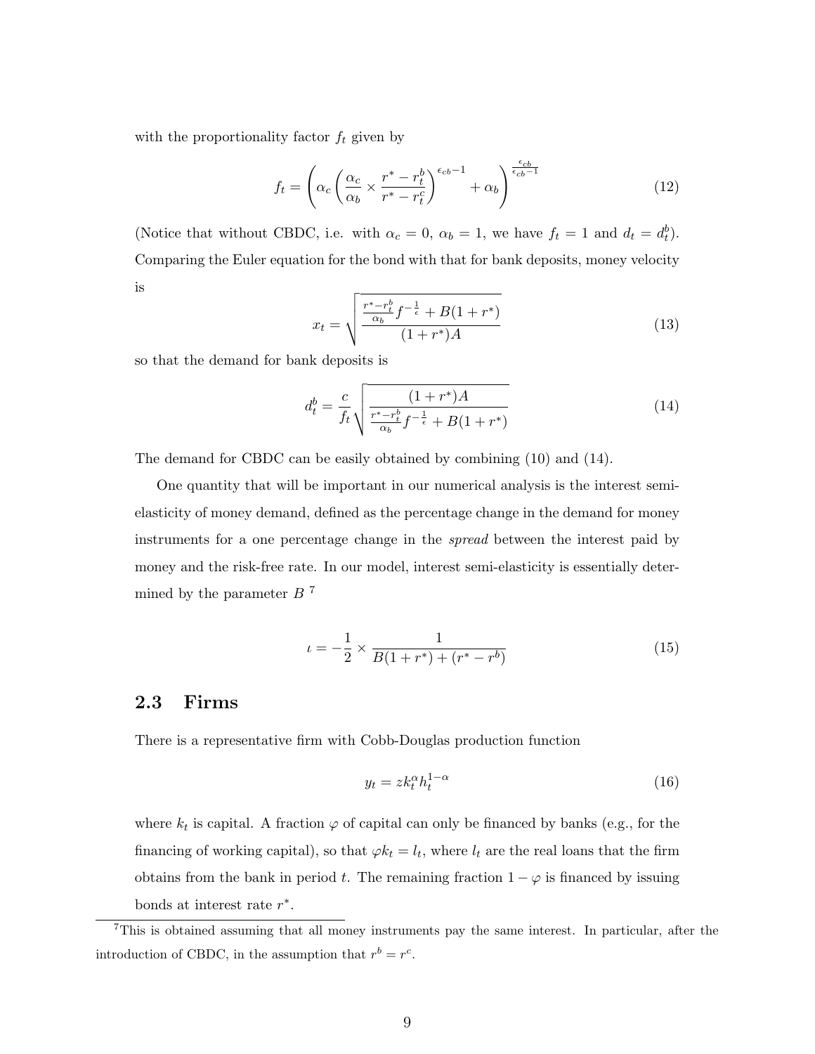with the proportionality factor $f_t$ given by

$$f_t = \left( \alpha_c \left( \frac{\alpha_c}{\alpha_b} \times \frac{r^* - r_t^b}{r^* - r_t^c} \right)^{\epsilon_{cb}-1} + \alpha_b \right)^{\frac{\epsilon_{cb}}{\epsilon_{cb}-1}} \tag{12}$$

(Notice that without CBDC, i.e. with $\alpha_c = 0$, $\alpha_b = 1$, we have $f_t = 1$ and $d_t = d_t^b$). Comparing the Euler equation for the bond with that for bank deposits, money velocity is

$$x_t = \sqrt{\frac{\frac{r^* - r_t^b}{\alpha_b} f^{-\frac{1}{\epsilon}} + B(1 + r^*)}{(1 + r^*)A}} \tag{13}$$

so that the demand for bank deposits is

$$d_t^b = \frac{c}{f_t} \sqrt{\frac{(1 + r^*)A}{\frac{r^* - r_t^b}{\alpha_b} f^{-\frac{1}{\epsilon}} + B(1 + r^*)}} \tag{14}$$

The demand for CBDC can be easily obtained by combining (10) and (14).

One quantity that will be important in our numerical analysis is the interest semi-elasticity of money demand, defined as the percentage change in the demand for money instruments for a one percentage change in the *spread* between the interest paid by money and the risk-free rate. In our model, interest semi-elasticity is essentially determined by the parameter $B$ [7]

$$\iota = -\frac{1}{2} \times \frac{1}{B(1 + r^*) + (r^* - r^b)} \tag{15}$$

## 2.3 Firms

There is a representative firm with Cobb-Douglas production function

$$y_t = z k_t^{\alpha} h_t^{1-\alpha} \tag{16}$$

where $k_t$ is capital. A fraction $\varphi$ of capital can only be financed by banks (e.g., for the financing of working capital), so that $\varphi k_t = l_t$, where $l_t$ are the real loans that the firm obtains from the bank in period $t$. The remaining fraction $1 - \varphi$ is financed by issuing bonds at interest rate $r^*$.

[7] This is obtained assuming that all money instruments pay the same interest. In particular, after the introduction of CBDC, in the assumption that $r^b = r^c$.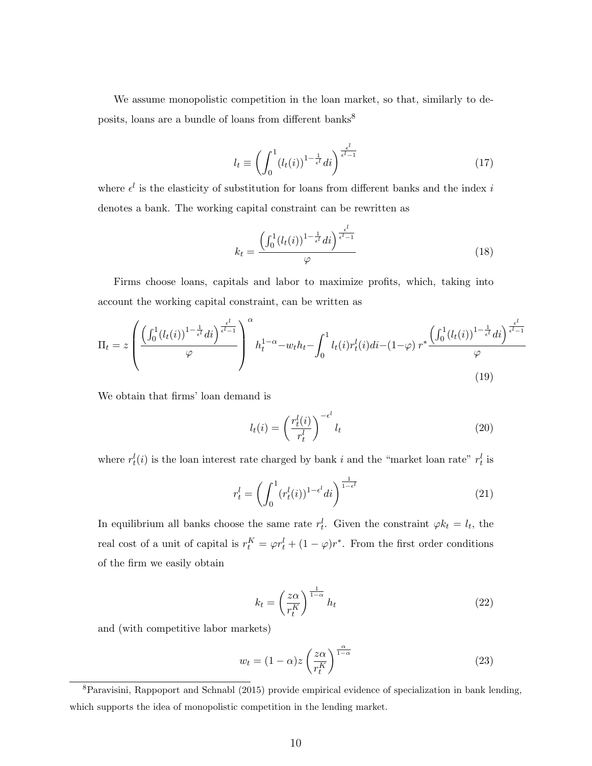We assume monopolistic competition in the loan market, so that, similarly to deposits, loans are a bundle of loans from different banks[8]

$$l_t \equiv \left( \int_0^1 (l_t(i))^{1-\frac{1}{\epsilon^l}} di \right)^{\frac{\epsilon^l}{\epsilon^l - 1}} \tag{17}$$

where $\epsilon^l$ is the elasticity of substitution for loans from different banks and the index $i$ denotes a bank. The working capital constraint can be rewritten as

$$k_t = \frac{\left( \int_0^1 (l_t(i))^{1-\frac{1}{\epsilon^l}} di \right)^{\frac{\epsilon^l}{\epsilon^l - 1}}}{\varphi} \tag{18}$$

Firms choose loans, capitals and labor to maximize profits, which, taking into account the working capital constraint, can be written as

$$\Pi_t = z \left( \frac{\left( \int_0^1 (l_t(i))^{1-\frac{1}{\epsilon^l}} di \right)^{\frac{\epsilon^l}{\epsilon^l - 1}}}{\varphi} \right)^{\alpha} h_t^{1-\alpha} - w_t h_t - \int_0^1 l_t(i) r_t^l(i) di - (1-\varphi)\, r^* \frac{\left( \int_0^1 (l_t(i))^{1-\frac{1}{\epsilon^l}} di \right)^{\frac{\epsilon^l}{\epsilon^l - 1}}}{\varphi} \tag{19}$$

We obtain that firms' loan demand is

$$l_t(i) = \left( \frac{r_t^l(i)}{r_t^l} \right)^{-\epsilon^l} l_t \tag{20}$$

where $r_t^l(i)$ is the loan interest rate charged by bank $i$ and the "market loan rate" $r_t^l$ is

$$r_t^l = \left( \int_0^1 (r_t^l(i))^{1-\epsilon^l} di \right)^{\frac{1}{1-\epsilon^l}} \tag{21}$$

In equilibrium all banks choose the same rate $r_t^l$. Given the constraint $\varphi k_t = l_t$, the real cost of a unit of capital is $r_t^K = \varphi r_t^l + (1-\varphi) r^*$. From the first order conditions of the firm we easily obtain

$$k_t = \left( \frac{z\alpha}{r_t^K} \right)^{\frac{1}{1-\alpha}} h_t \tag{22}$$

and (with competitive labor markets)

$$w_t = (1-\alpha) z \left( \frac{z\alpha}{r_t^K} \right)^{\frac{\alpha}{1-\alpha}} \tag{23}$$

[8] Paravisini, Rappoport and Schnabl (2015) provide empirical evidence of specialization in bank lending, which supports the idea of monopolistic competition in the lending market.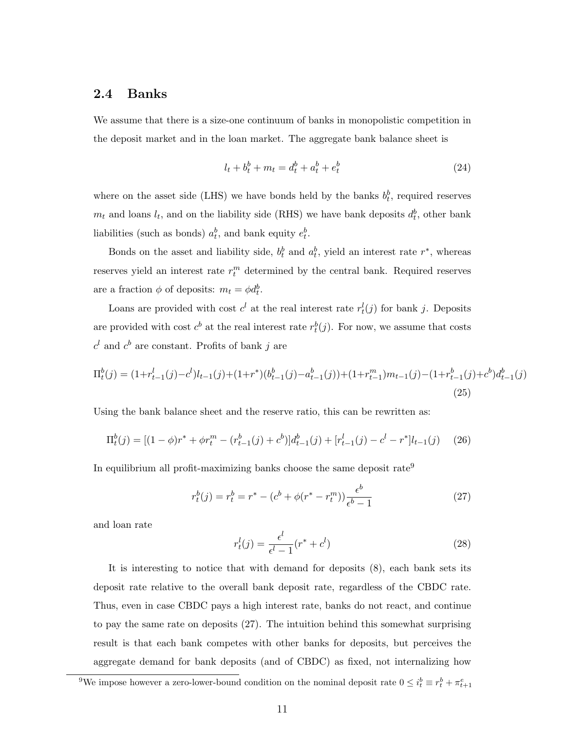## 2.4 Banks

We assume that there is a size-one continuum of banks in monopolistic competition in the deposit market and in the loan market. The aggregate bank balance sheet is

$$l_t + b_t^b + m_t = d_t^b + a_t^b + e_t^b \tag{24}$$

where on the asset side (LHS) we have bonds held by the banks $b_t^b$, required reserves $m_t$ and loans $l_t$, and on the liability side (RHS) we have bank deposits $d_t^b$, other bank liabilities (such as bonds) $a_t^b$, and bank equity $e_t^b$.

Bonds on the asset and liability side, $b_t^b$ and $a_t^b$, yield an interest rate $r^*$, whereas reserves yield an interest rate $r_t^m$ determined by the central bank. Required reserves are a fraction $\phi$ of deposits: $m_t = \phi d_t^b$.

Loans are provided with cost $c^l$ at the real interest rate $r_t^l(j)$ for bank $j$. Deposits are provided with cost $c^b$ at the real interest rate $r_t^b(j)$. For now, we assume that costs $c^l$ and $c^b$ are constant. Profits of bank $j$ are

$$\Pi_t^b(j) = (1+r_{t-1}^l(j)-c^l)l_{t-1}(j)+(1+r^*)(b_{t-1}^b(j)-a_{t-1}^b(j))+(1+r_{t-1}^m)m_{t-1}(j)-(1+r_{t-1}^b(j)+c^b)d_{t-1}^b(j) \tag{25}$$

Using the bank balance sheet and the reserve ratio, this can be rewritten as:

$$\Pi_t^b(j) = [(1-\phi)r^* + \phi r_t^m - (r_{t-1}^b(j) + c^b)]d_{t-1}^b(j) + [r_{t-1}^l(j) - c^l - r^*]l_{t-1}(j) \tag{26}$$

In equilibrium all profit-maximizing banks choose the same deposit rate[9]

$$r_t^b(j) = r_t^b = r^* - (c^b + \phi(r^* - r_t^m))\frac{\epsilon^b}{\epsilon^b - 1} \tag{27}$$

and loan rate

$$r_t^l(j) = \frac{\epsilon^l}{\epsilon^l - 1}(r^* + c^l) \tag{28}$$

It is interesting to notice that with demand for deposits (8), each bank sets its deposit rate relative to the overall bank deposit rate, regardless of the CBDC rate. Thus, even in case CBDC pays a high interest rate, banks do not react, and continue to pay the same rate on deposits (27). The intuition behind this somewhat surprising result is that each bank competes with other banks for deposits, but perceives the aggregate demand for bank deposits (and of CBDC) as fixed, not internalizing how

[9] We impose however a zero-lower-bound condition on the nominal deposit rate $0 \leq i_t^b \equiv r_t^b + \pi_{t+1}^e$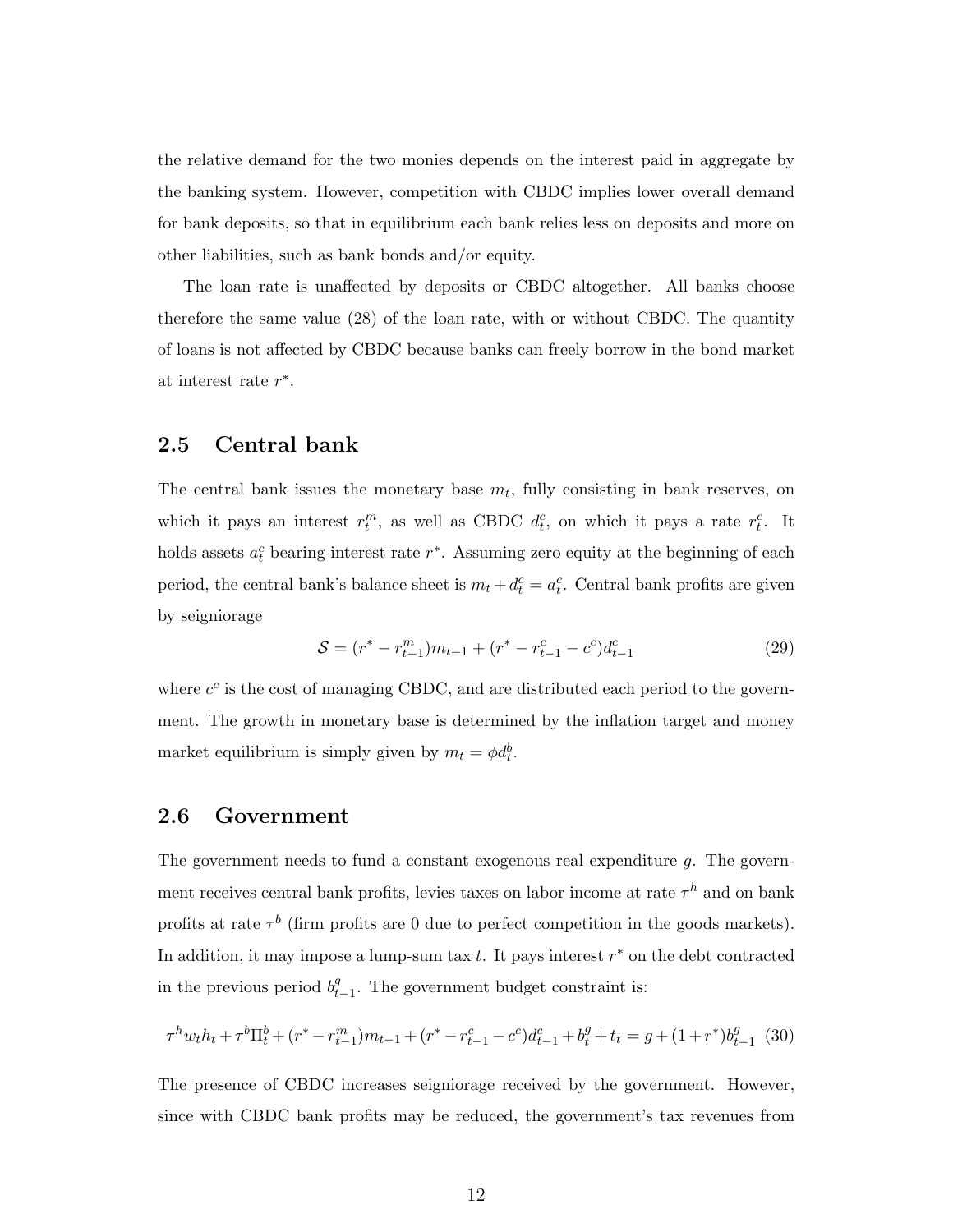the relative demand for the two monies depends on the interest paid in aggregate by the banking system. However, competition with CBDC implies lower overall demand for bank deposits, so that in equilibrium each bank relies less on deposits and more on other liabilities, such as bank bonds and/or equity.

The loan rate is unaffected by deposits or CBDC altogether. All banks choose therefore the same value (28) of the loan rate, with or without CBDC. The quantity of loans is not affected by CBDC because banks can freely borrow in the bond market at interest rate $r^*$.

## 2.5 Central bank

The central bank issues the monetary base $m_t$, fully consisting in bank reserves, on which it pays an interest $r_t^m$, as well as CBDC $d_t^c$, on which it pays a rate $r_t^c$. It holds assets $a_t^c$ bearing interest rate $r^*$. Assuming zero equity at the beginning of each period, the central bank's balance sheet is $m_t + d_t^c = a_t^c$. Central bank profits are given by seigniorage

$$\mathcal{S} = (r^* - r_{t-1}^m)m_{t-1} + (r^* - r_{t-1}^c - c^c)d_{t-1}^c \tag{29}$$

where $c^c$ is the cost of managing CBDC, and are distributed each period to the government. The growth in monetary base is determined by the inflation target and money market equilibrium is simply given by $m_t = \phi d_t^b$.

## 2.6 Government

The government needs to fund a constant exogenous real expenditure $g$. The government receives central bank profits, levies taxes on labor income at rate $\tau^h$ and on bank profits at rate $\tau^b$ (firm profits are 0 due to perfect competition in the goods markets). In addition, it may impose a lump-sum tax $t$. It pays interest $r^*$ on the debt contracted in the previous period $b_{t-1}^g$. The government budget constraint is:

$$\tau^h w_t h_t + \tau^b \Pi_t^b + (r^* - r_{t-1}^m)m_{t-1} + (r^* - r_{t-1}^c - c^c)d_{t-1}^c + b_t^g + t_t = g + (1 + r^*)b_{t-1}^g \tag{30}$$

The presence of CBDC increases seigniorage received by the government. However, since with CBDC bank profits may be reduced, the government's tax revenues from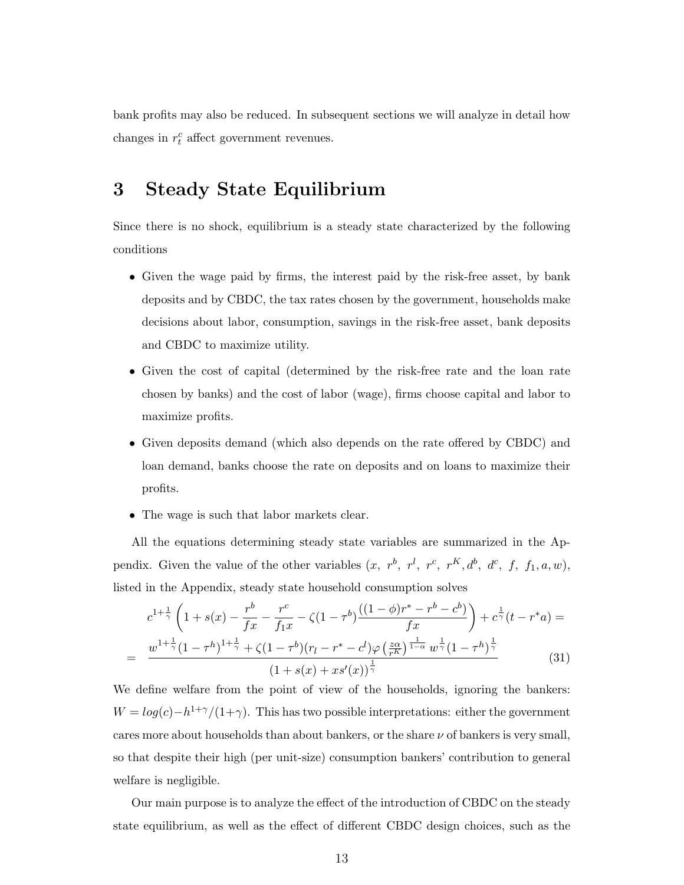bank profits may also be reduced. In subsequent sections we will analyze in detail how changes in $r_t^c$ affect government revenues.

# 3 Steady State Equilibrium

Since there is no shock, equilibrium is a steady state characterized by the following conditions

- Given the wage paid by firms, the interest paid by the risk-free asset, by bank deposits and by CBDC, the tax rates chosen by the government, households make decisions about labor, consumption, savings in the risk-free asset, bank deposits and CBDC to maximize utility.
- Given the cost of capital (determined by the risk-free rate and the loan rate chosen by banks) and the cost of labor (wage), firms choose capital and labor to maximize profits.
- Given deposits demand (which also depends on the rate offered by CBDC) and loan demand, banks choose the rate on deposits and on loans to maximize their profits.
- The wage is such that labor markets clear.

All the equations determining steady state variables are summarized in the Appendix. Given the value of the other variables ($x,\ r^b,\ r^l,\ r^c,\ r^K, d^b,\ d^c,\ f,\ f_1, a, w$), listed in the Appendix, steady state household consumption solves

$$
\begin{aligned}
& c^{1+\frac{1}{\gamma}}\left(1+s(x)-\frac{r^b}{fx}-\frac{r^c}{f_1 x}-\zeta(1-\tau^b)\frac{((1-\phi)r^*-r^b-c^b)}{fx}\right)+c^{\frac{1}{\gamma}}(t-r^*a)= \\
= \; & \frac{w^{1+\frac{1}{\gamma}}(1-\tau^h)^{1+\frac{1}{\gamma}}+\zeta(1-\tau^b)(r_l-r^*-c^l)\varphi\left(\frac{z\alpha}{r^K}\right)^{\frac{1}{1-\alpha}}w^{\frac{1}{\gamma}}(1-\tau^h)^{\frac{1}{\gamma}}}{(1+s(x)+xs'(x))^{\frac{1}{\gamma}}}
\end{aligned}
\tag{31}
$$

We define welfare from the point of view of the households, ignoring the bankers: $W = log(c) - h^{1+\gamma}/(1+\gamma)$. This has two possible interpretations: either the government cares more about households than about bankers, or the share $\nu$ of bankers is very small, so that despite their high (per unit-size) consumption bankers' contribution to general welfare is negligible.

Our main purpose is to analyze the effect of the introduction of CBDC on the steady state equilibrium, as well as the effect of different CBDC design choices, such as the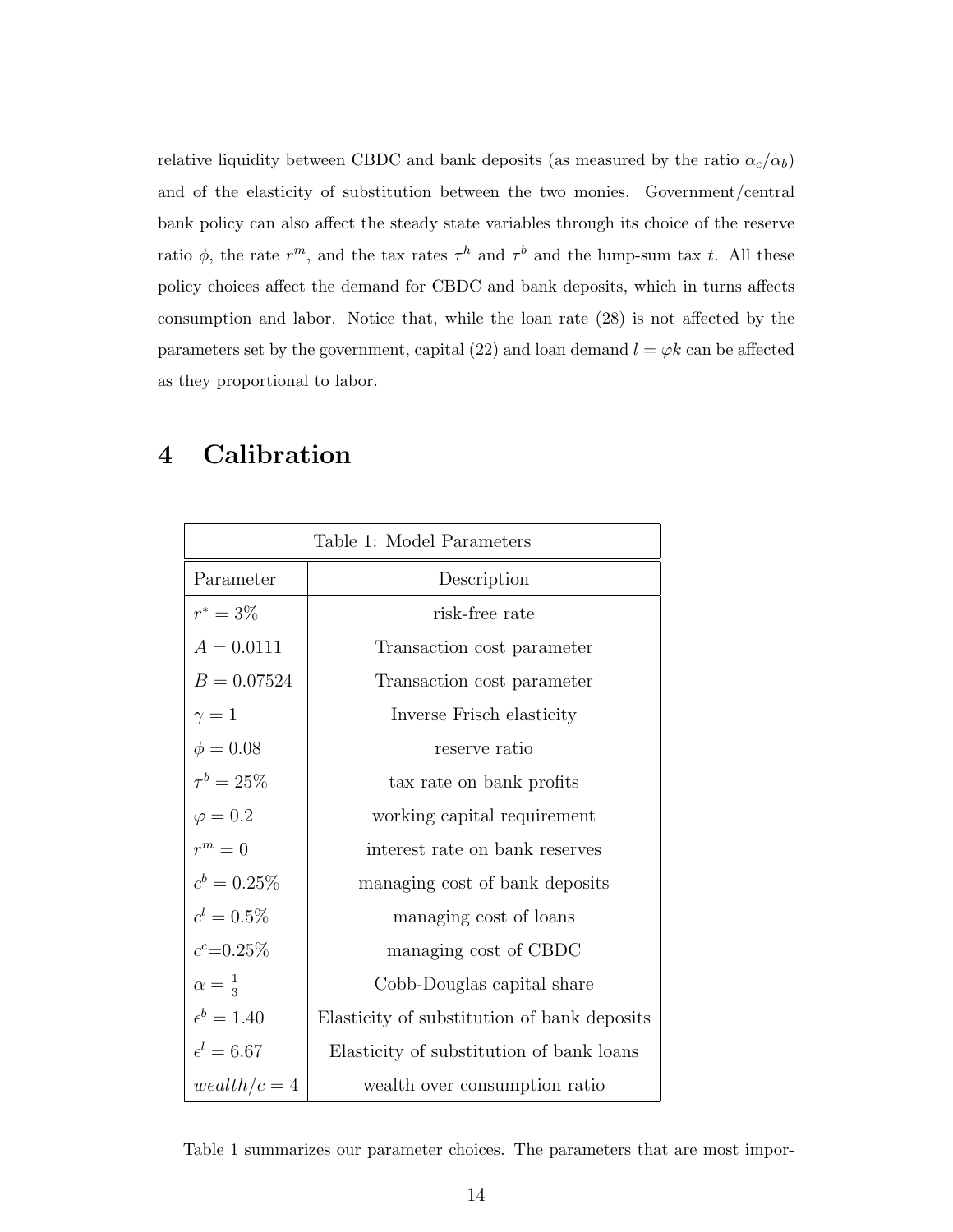relative liquidity between CBDC and bank deposits (as measured by the ratio $\alpha_c/\alpha_b$) and of the elasticity of substitution between the two monies. Government/central bank policy can also affect the steady state variables through its choice of the reserve ratio $\phi$, the rate $r^m$, and the tax rates $\tau^h$ and $\tau^b$ and the lump-sum tax $t$. All these policy choices affect the demand for CBDC and bank deposits, which in turns affects consumption and labor. Notice that, while the loan rate (28) is not affected by the parameters set by the government, capital (22) and loan demand $l = \varphi k$ can be affected as they proportional to labor.

# 4 Calibration

| Table 1: Model Parameters | |
|---|---|
| Parameter | Description |
| $r^* = 3\%$ | risk-free rate |
| $A = 0.0111$ | Transaction cost parameter |
| $B = 0.07524$ | Transaction cost parameter |
| $\gamma = 1$ | Inverse Frisch elasticity |
| $\phi = 0.08$ | reserve ratio |
| $\tau^b = 25\%$ | tax rate on bank profits |
| $\varphi = 0.2$ | working capital requirement |
| $r^m = 0$ | interest rate on bank reserves |
| $c^b = 0.25\%$ | managing cost of bank deposits |
| $c^l = 0.5\%$ | managing cost of loans |
| $c^c$=0.25% | managing cost of CBDC |
| $\alpha = \frac{1}{3}$ | Cobb-Douglas capital share |
| $\epsilon^b = 1.40$ | Elasticity of substitution of bank deposits |
| $\epsilon^l = 6.67$ | Elasticity of substitution of bank loans |
| $wealth/c = 4$ | wealth over consumption ratio |

Table 1 summarizes our parameter choices. The parameters that are most impor-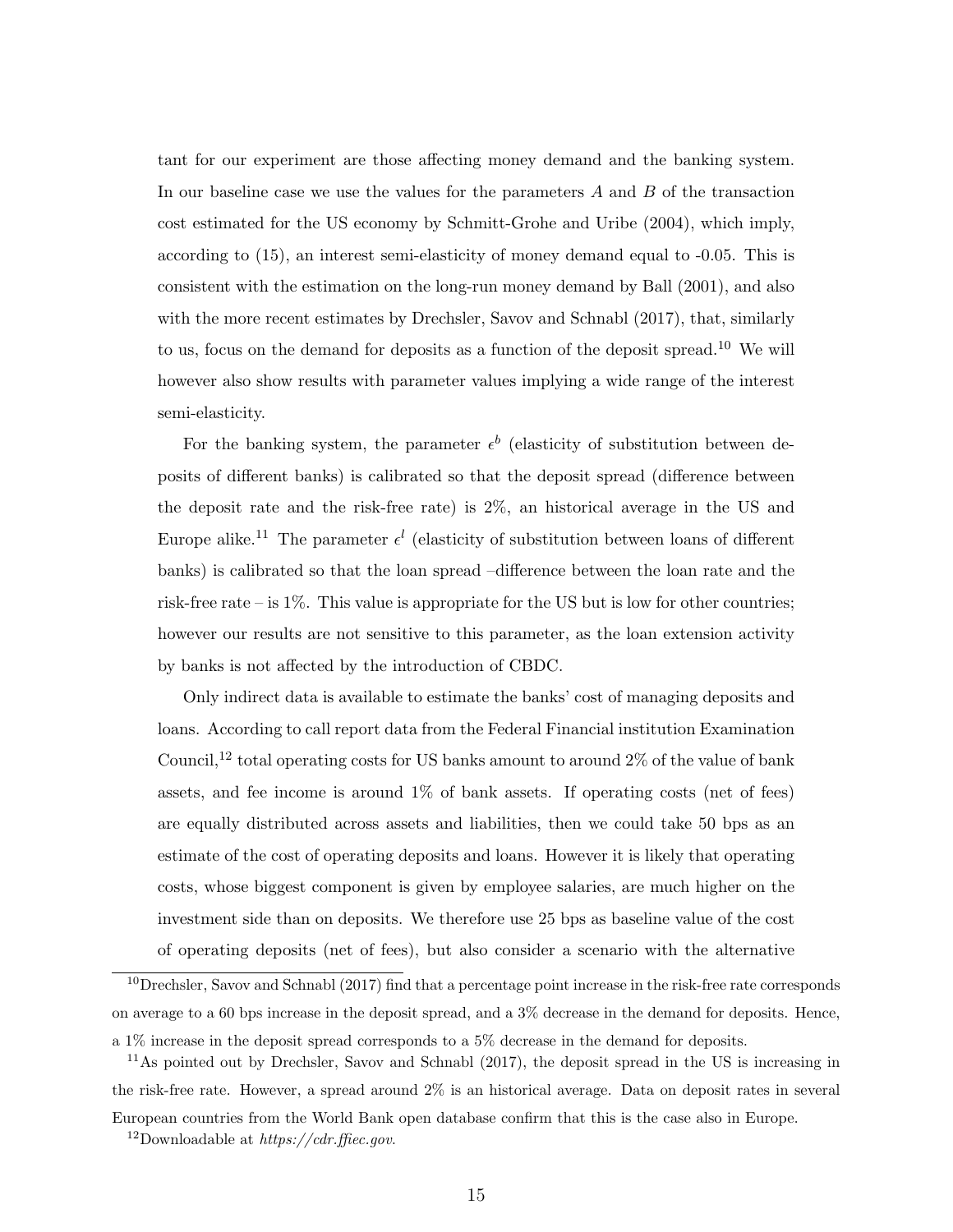tant for our experiment are those affecting money demand and the banking system. In our baseline case we use the values for the parameters $A$ and $B$ of the transaction cost estimated for the US economy by Schmitt-Grohe and Uribe (2004), which imply, according to (15), an interest semi-elasticity of money demand equal to -0.05. This is consistent with the estimation on the long-run money demand by Ball (2001), and also with the more recent estimates by Drechsler, Savov and Schnabl (2017), that, similarly to us, focus on the demand for deposits as a function of the deposit spread.[10] We will however also show results with parameter values implying a wide range of the interest semi-elasticity.

For the banking system, the parameter $\epsilon^b$ (elasticity of substitution between deposits of different banks) is calibrated so that the deposit spread (difference between the deposit rate and the risk-free rate) is 2%, an historical average in the US and Europe alike.[11] The parameter $\epsilon^l$ (elasticity of substitution between loans of different banks) is calibrated so that the loan spread –difference between the loan rate and the risk-free rate – is 1%. This value is appropriate for the US but is low for other countries; however our results are not sensitive to this parameter, as the loan extension activity by banks is not affected by the introduction of CBDC.

Only indirect data is available to estimate the banks' cost of managing deposits and loans. According to call report data from the Federal Financial institution Examination Council,[12] total operating costs for US banks amount to around 2% of the value of bank assets, and fee income is around 1% of bank assets. If operating costs (net of fees) are equally distributed across assets and liabilities, then we could take 50 bps as an estimate of the cost of operating deposits and loans. However it is likely that operating costs, whose biggest component is given by employee salaries, are much higher on the investment side than on deposits. We therefore use 25 bps as baseline value of the cost of operating deposits (net of fees), but also consider a scenario with the alternative

[10] Drechsler, Savov and Schnabl (2017) find that a percentage point increase in the risk-free rate corresponds on average to a 60 bps increase in the deposit spread, and a 3% decrease in the demand for deposits. Hence, a 1% increase in the deposit spread corresponds to a 5% decrease in the demand for deposits.

[11] As pointed out by Drechsler, Savov and Schnabl (2017), the deposit spread in the US is increasing in the risk-free rate. However, a spread around 2% is an historical average. Data on deposit rates in several European countries from the World Bank open database confirm that this is the case also in Europe.

[12] Downloadable at *https://cdr.ffiec.gov*.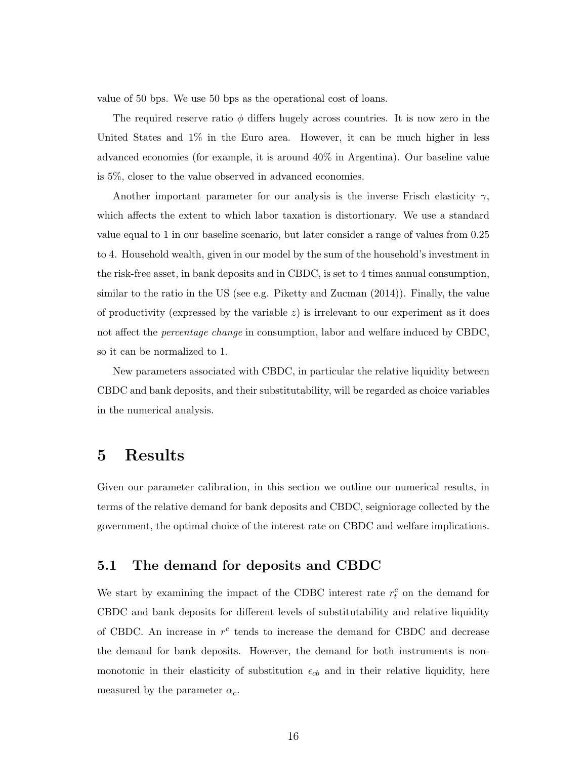value of 50 bps. We use 50 bps as the operational cost of loans.

The required reserve ratio $\phi$ differs hugely across countries. It is now zero in the United States and 1% in the Euro area. However, it can be much higher in less advanced economies (for example, it is around 40% in Argentina). Our baseline value is 5%, closer to the value observed in advanced economies.

Another important parameter for our analysis is the inverse Frisch elasticity $\gamma$, which affects the extent to which labor taxation is distortionary. We use a standard value equal to 1 in our baseline scenario, but later consider a range of values from 0.25 to 4. Household wealth, given in our model by the sum of the household's investment in the risk-free asset, in bank deposits and in CBDC, is set to 4 times annual consumption, similar to the ratio in the US (see e.g. Piketty and Zucman (2014)). Finally, the value of productivity (expressed by the variable $z$) is irrelevant to our experiment as it does not affect the *percentage change* in consumption, labor and welfare induced by CBDC, so it can be normalized to 1.

New parameters associated with CBDC, in particular the relative liquidity between CBDC and bank deposits, and their substitutability, will be regarded as choice variables in the numerical analysis.

# 5 Results

Given our parameter calibration, in this section we outline our numerical results, in terms of the relative demand for bank deposits and CBDC, seigniorage collected by the government, the optimal choice of the interest rate on CBDC and welfare implications.

## 5.1 The demand for deposits and CBDC

We start by examining the impact of the CDBC interest rate $r_t^c$ on the demand for CBDC and bank deposits for different levels of substitutability and relative liquidity of CBDC. An increase in $r^c$ tends to increase the demand for CBDC and decrease the demand for bank deposits. However, the demand for both instruments is non-monotonic in their elasticity of substitution $\epsilon_{cb}$ and in their relative liquidity, here measured by the parameter $\alpha_c$.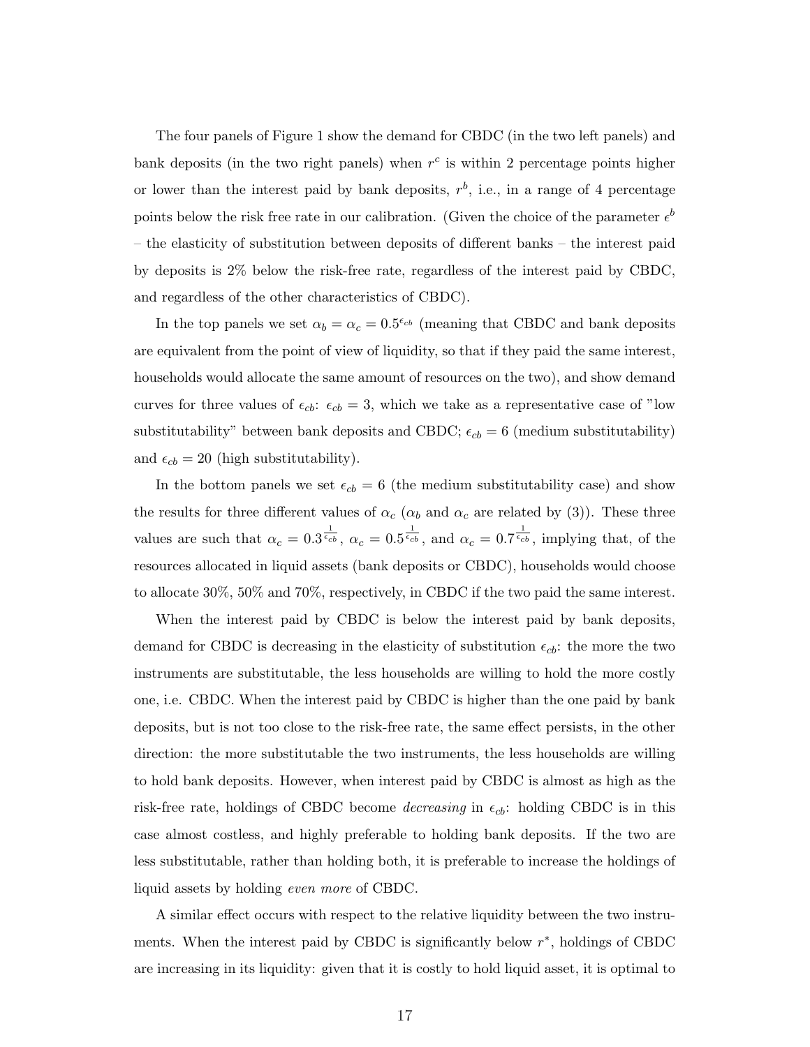The four panels of Figure 1 show the demand for CBDC (in the two left panels) and bank deposits (in the two right panels) when $r^c$ is within 2 percentage points higher or lower than the interest paid by bank deposits, $r^b$, i.e., in a range of 4 percentage points below the risk free rate in our calibration. (Given the choice of the parameter $\epsilon^b$ – the elasticity of substitution between deposits of different banks – the interest paid by deposits is 2% below the risk-free rate, regardless of the interest paid by CBDC, and regardless of the other characteristics of CBDC).

In the top panels we set $\alpha_b = \alpha_c = 0.5^{\epsilon_{cb}}$ (meaning that CBDC and bank deposits are equivalent from the point of view of liquidity, so that if they paid the same interest, households would allocate the same amount of resources on the two), and show demand curves for three values of $\epsilon_{cb}$: $\epsilon_{cb} = 3$, which we take as a representative case of "low substitutability" between bank deposits and CBDC; $\epsilon_{cb} = 6$ (medium substitutability) and $\epsilon_{cb} = 20$ (high substitutability).

In the bottom panels we set $\epsilon_{cb} = 6$ (the medium substitutability case) and show the results for three different values of $\alpha_c$ ($\alpha_b$ and $\alpha_c$ are related by (3)). These three values are such that $\alpha_c = 0.3^{\frac{1}{\epsilon_{cb}}}$, $\alpha_c = 0.5^{\frac{1}{\epsilon_{cb}}}$, and $\alpha_c = 0.7^{\frac{1}{\epsilon_{cb}}}$, implying that, of the resources allocated in liquid assets (bank deposits or CBDC), households would choose to allocate 30%, 50% and 70%, respectively, in CBDC if the two paid the same interest.

When the interest paid by CBDC is below the interest paid by bank deposits, demand for CBDC is decreasing in the elasticity of substitution $\epsilon_{cb}$: the more the two instruments are substitutable, the less households are willing to hold the more costly one, i.e. CBDC. When the interest paid by CBDC is higher than the one paid by bank deposits, but is not too close to the risk-free rate, the same effect persists, in the other direction: the more substitutable the two instruments, the less households are willing to hold bank deposits. However, when interest paid by CBDC is almost as high as the risk-free rate, holdings of CBDC become *decreasing* in $\epsilon_{cb}$: holding CBDC is in this case almost costless, and highly preferable to holding bank deposits. If the two are less substitutable, rather than holding both, it is preferable to increase the holdings of liquid assets by holding *even more* of CBDC.

A similar effect occurs with respect to the relative liquidity between the two instruments. When the interest paid by CBDC is significantly below $r^*$, holdings of CBDC are increasing in its liquidity: given that it is costly to hold liquid asset, it is optimal to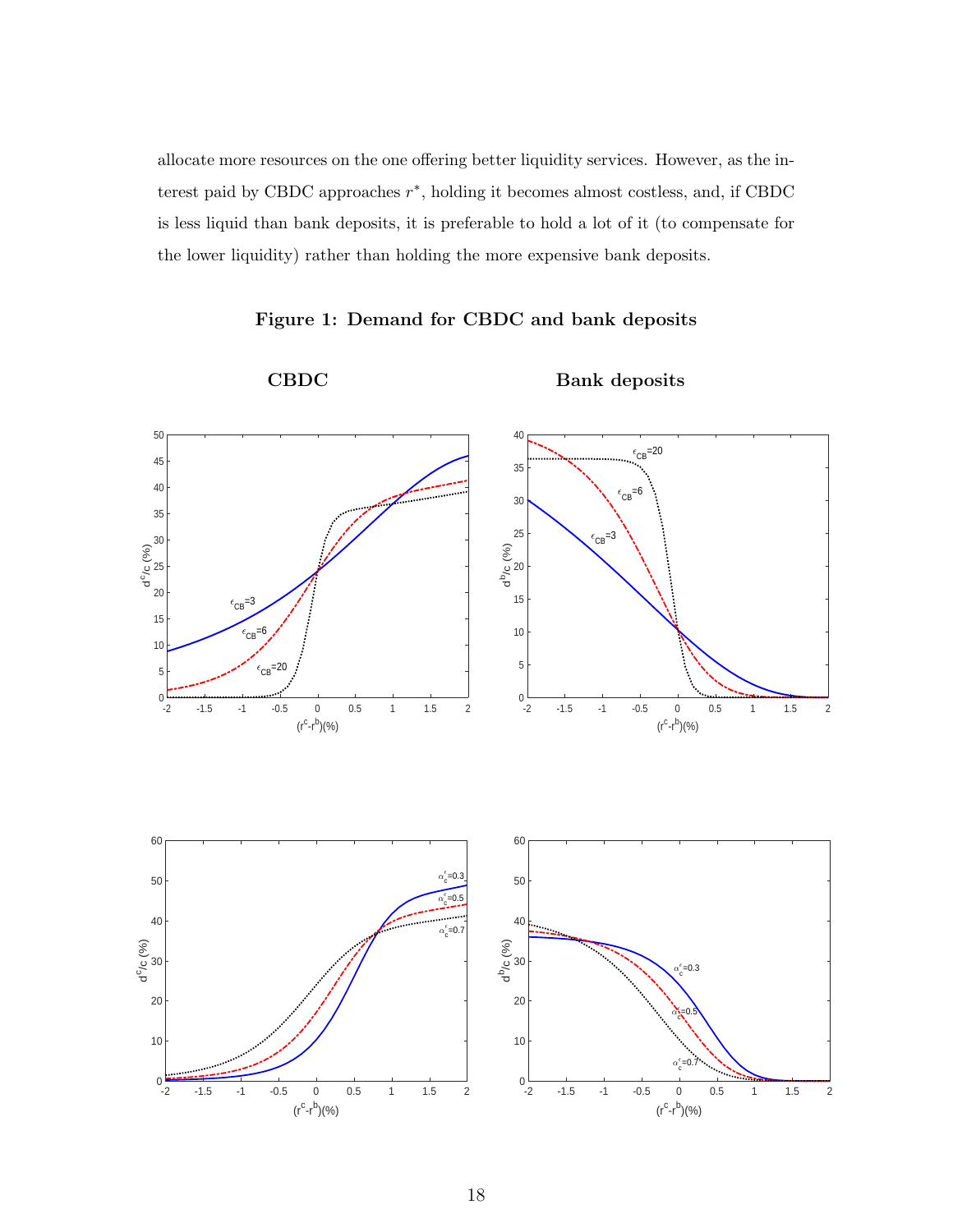allocate more resources on the one offering better liquidity services. However, as the interest paid by CBDC approaches $r^*$, holding it becomes almost costless, and, if CBDC is less liquid than bank deposits, it is preferable to hold a lot of it (to compensate for the lower liquidity) rather than holding the more expensive bank deposits.

**Figure 1: Demand for CBDC and bank deposits**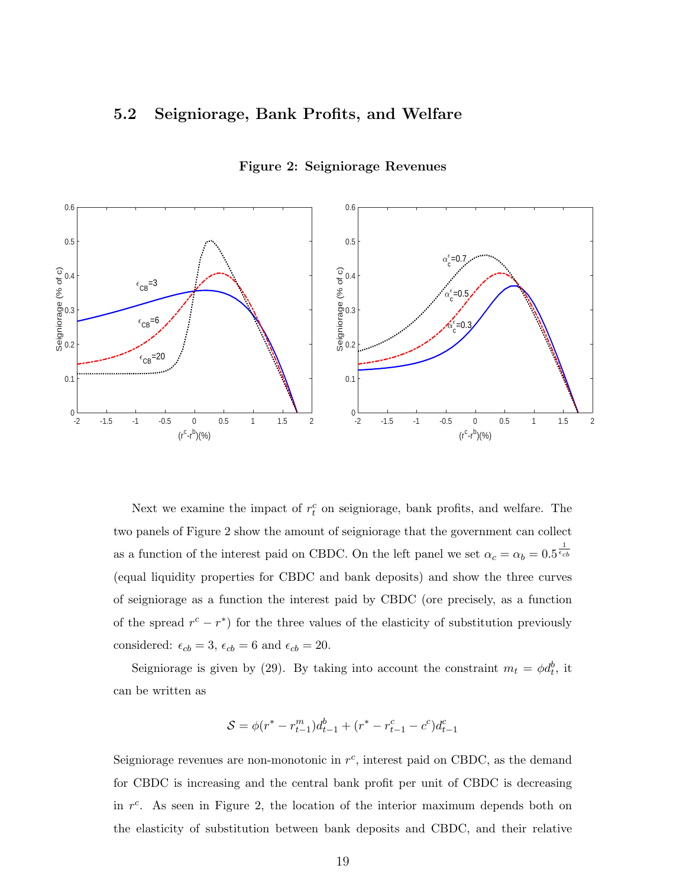## 5.2 Seigniorage, Bank Profits, and Welfare

**Figure 2: Seigniorage Revenues**

Next we examine the impact of $r_t^c$ on seigniorage, bank profits, and welfare. The two panels of Figure 2 show the amount of seigniorage that the government can collect as a function of the interest paid on CBDC. On the left panel we set $\alpha_c = \alpha_b = 0.5^{\frac{1}{\epsilon_{cb}}}$ (equal liquidity properties for CBDC and bank deposits) and show the three curves of seigniorage as a function the interest paid by CBDC (ore precisely, as a function of the spread $r^c - r^*$) for the three values of the elasticity of substitution previously considered: $\epsilon_{cb} = 3$, $\epsilon_{cb} = 6$ and $\epsilon_{cb} = 20$.

Seigniorage is given by (29). By taking into account the constraint $m_t = \phi d_t^b$, it can be written as

$$\mathcal{S} = \phi(r^* - r_{t-1}^m)d_{t-1}^b + (r^* - r_{t-1}^c - c^c)d_{t-1}^c$$

Seigniorage revenues are non-monotonic in $r^c$, interest paid on CBDC, as the demand for CBDC is increasing and the central bank profit per unit of CBDC is decreasing in $r^c$. As seen in Figure 2, the location of the interior maximum depends both on the elasticity of substitution between bank deposits and CBDC, and their relative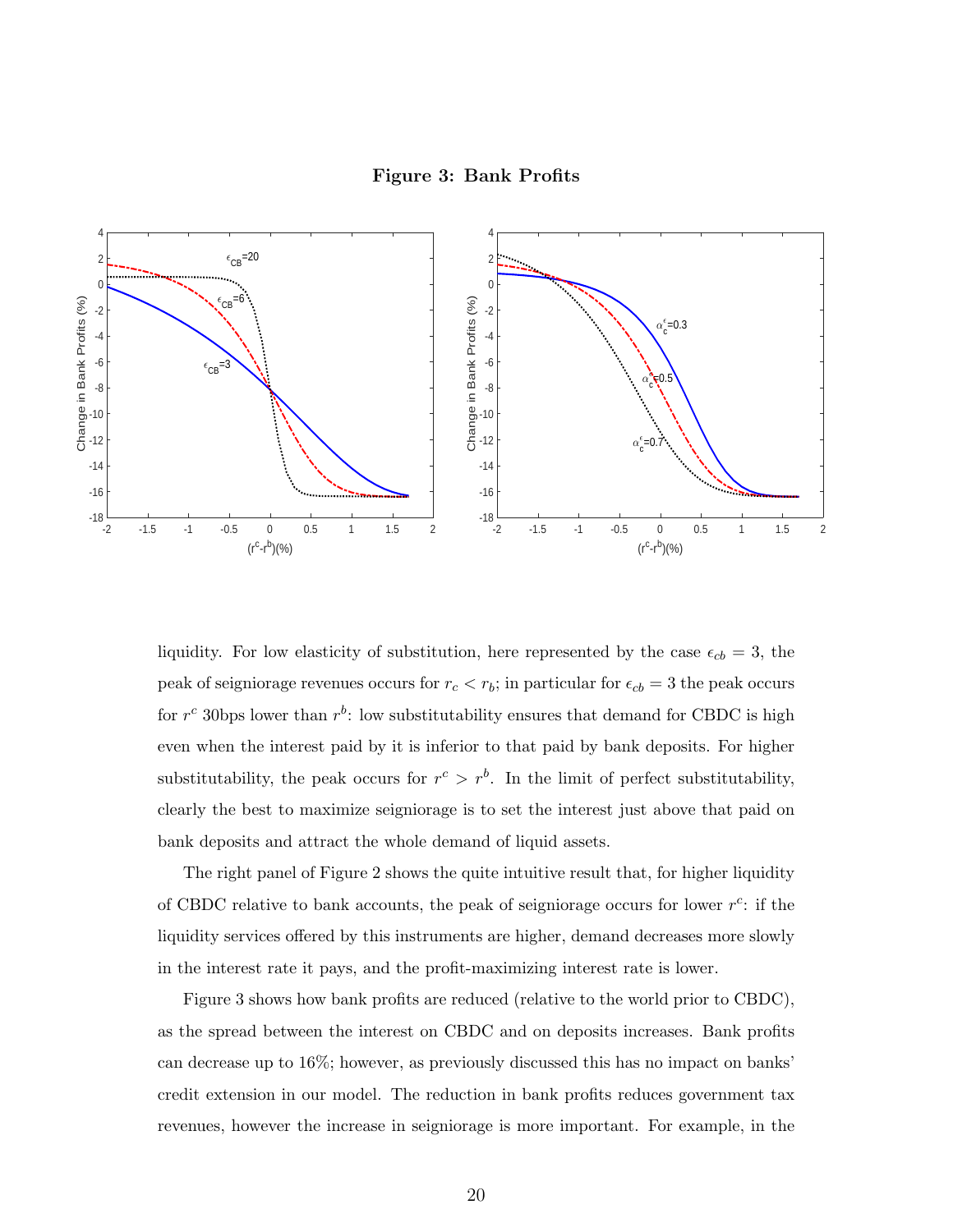**Figure 3: Bank Profits**

liquidity. For low elasticity of substitution, here represented by the case $\epsilon_{cb} = 3$, the peak of seigniorage revenues occurs for $r_c < r_b$; in particular for $\epsilon_{cb} = 3$ the peak occurs for $r^c$ 30bps lower than $r^b$: low substitutability ensures that demand for CBDC is high even when the interest paid by it is inferior to that paid by bank deposits. For higher substitutability, the peak occurs for $r^c > r^b$. In the limit of perfect substitutability, clearly the best to maximize seigniorage is to set the interest just above that paid on bank deposits and attract the whole demand of liquid assets.

The right panel of Figure 2 shows the quite intuitive result that, for higher liquidity of CBDC relative to bank accounts, the peak of seigniorage occurs for lower $r^c$: if the liquidity services offered by this instruments are higher, demand decreases more slowly in the interest rate it pays, and the profit-maximizing interest rate is lower.

Figure 3 shows how bank profits are reduced (relative to the world prior to CBDC), as the spread between the interest on CBDC and on deposits increases. Bank profits can decrease up to 16%; however, as previously discussed this has no impact on banks' credit extension in our model. The reduction in bank profits reduces government tax revenues, however the increase in seigniorage is more important. For example, in the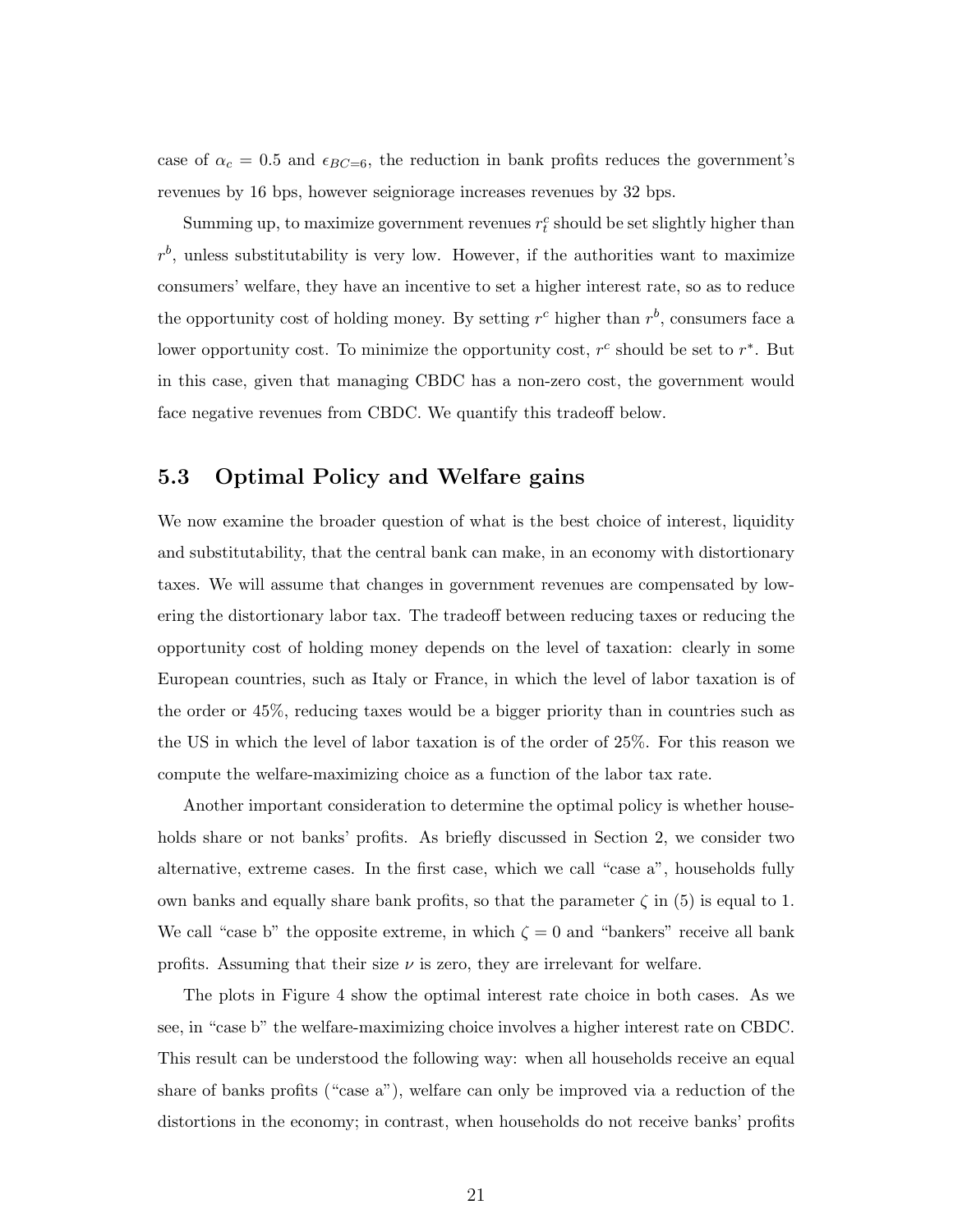case of $\alpha_c = 0.5$ and $\epsilon_{BC=6}$, the reduction in bank profits reduces the government's revenues by 16 bps, however seigniorage increases revenues by 32 bps.

Summing up, to maximize government revenues $r_t^c$ should be set slightly higher than $r^b$, unless substitutability is very low. However, if the authorities want to maximize consumers' welfare, they have an incentive to set a higher interest rate, so as to reduce the opportunity cost of holding money. By setting $r^c$ higher than $r^b$, consumers face a lower opportunity cost. To minimize the opportunity cost, $r^c$ should be set to $r^*$. But in this case, given that managing CBDC has a non-zero cost, the government would face negative revenues from CBDC. We quantify this tradeoff below.

### 5.3 Optimal Policy and Welfare gains

We now examine the broader question of what is the best choice of interest, liquidity and substitutability, that the central bank can make, in an economy with distortionary taxes. We will assume that changes in government revenues are compensated by lowering the distortionary labor tax. The tradeoff between reducing taxes or reducing the opportunity cost of holding money depends on the level of taxation: clearly in some European countries, such as Italy or France, in which the level of labor taxation is of the order or 45%, reducing taxes would be a bigger priority than in countries such as the US in which the level of labor taxation is of the order of 25%. For this reason we compute the welfare-maximizing choice as a function of the labor tax rate.

Another important consideration to determine the optimal policy is whether households share or not banks' profits. As briefly discussed in Section 2, we consider two alternative, extreme cases. In the first case, which we call "case a", households fully own banks and equally share bank profits, so that the parameter $\zeta$ in (5) is equal to 1. We call "case b" the opposite extreme, in which $\zeta = 0$ and "bankers" receive all bank profits. Assuming that their size $\nu$ is zero, they are irrelevant for welfare.

The plots in Figure 4 show the optimal interest rate choice in both cases. As we see, in "case b" the welfare-maximizing choice involves a higher interest rate on CBDC. This result can be understood the following way: when all households receive an equal share of banks profits ("case a"), welfare can only be improved via a reduction of the distortions in the economy; in contrast, when households do not receive banks' profits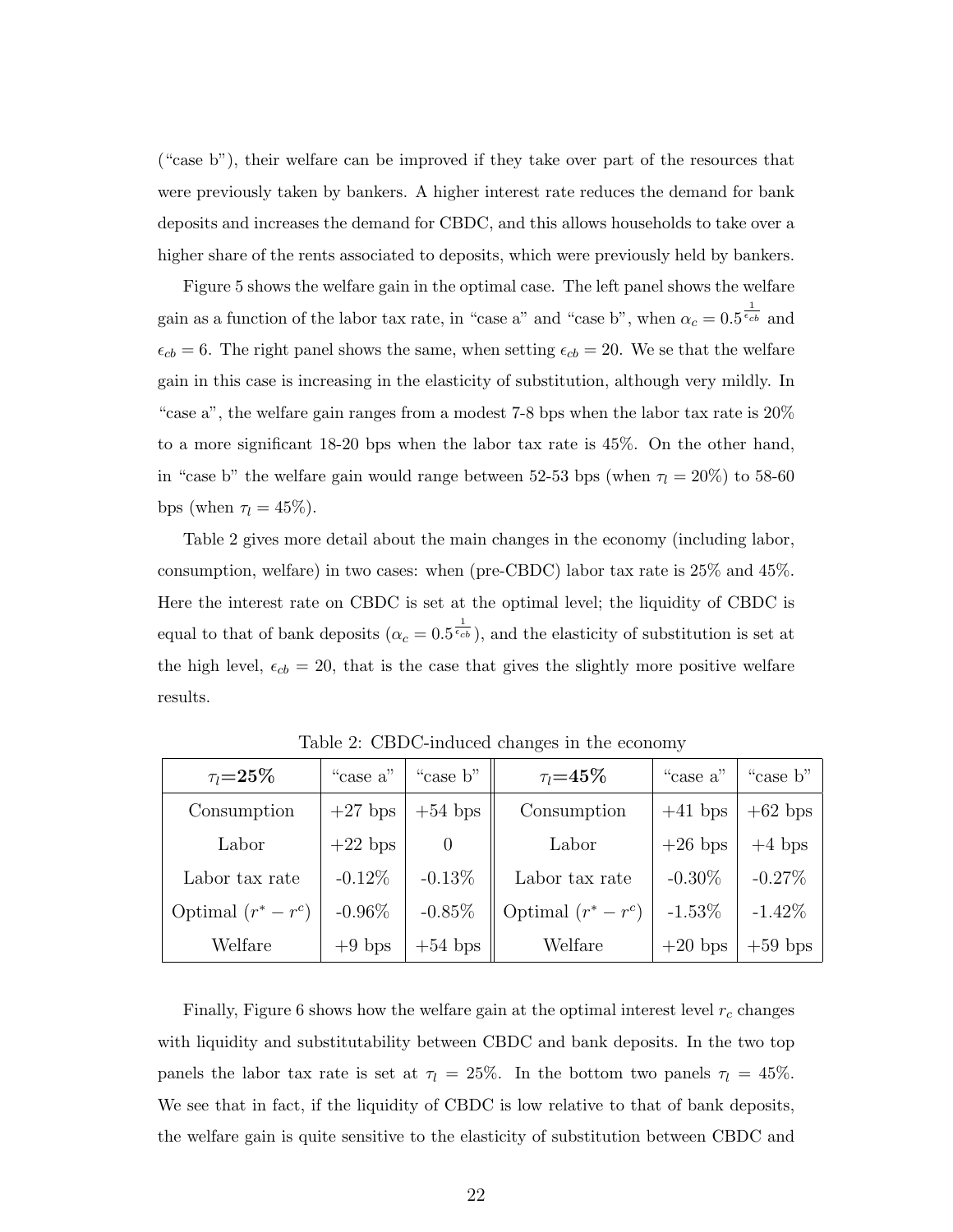("case b"), their welfare can be improved if they take over part of the resources that were previously taken by bankers. A higher interest rate reduces the demand for bank deposits and increases the demand for CBDC, and this allows households to take over a higher share of the rents associated to deposits, which were previously held by bankers.

Figure 5 shows the welfare gain in the optimal case. The left panel shows the welfare gain as a function of the labor tax rate, in "case a" and "case b", when $\alpha_c = 0.5^{\frac{1}{\epsilon_{cb}}}$ and $\epsilon_{cb} = 6$. The right panel shows the same, when setting $\epsilon_{cb} = 20$. We se that the welfare gain in this case is increasing in the elasticity of substitution, although very mildly. In "case a", the welfare gain ranges from a modest 7-8 bps when the labor tax rate is 20% to a more significant 18-20 bps when the labor tax rate is 45%. On the other hand, in "case b" the welfare gain would range between 52-53 bps (when $\tau_l = 20\%$) to 58-60 bps (when $\tau_l = 45\%$).

Table 2 gives more detail about the main changes in the economy (including labor, consumption, welfare) in two cases: when (pre-CBDC) labor tax rate is 25% and 45%. Here the interest rate on CBDC is set at the optimal level; the liquidity of CBDC is equal to that of bank deposits ($\alpha_c = 0.5^{\frac{1}{\epsilon_{cb}}}$), and the elasticity of substitution is set at the high level, $\epsilon_{cb} = 20$, that is the case that gives the slightly more positive welfare results.

Table 2: CBDC-induced changes in the economy

| $\tau_l$=**25%** | "case a" | "case b" | $\tau_l$=**45%** | "case a" | "case b" |
|---|---|---|---|---|---|
| Consumption | +27 bps | +54 bps | Consumption | +41 bps | +62 bps |
| Labor | +22 bps | 0 | Labor | +26 bps | +4 bps |
| Labor tax rate | -0.12% | -0.13% | Labor tax rate | -0.30% | -0.27% |
| Optimal ($r^* - r^c$) | -0.96% | -0.85% | Optimal ($r^* - r^c$) | -1.53% | -1.42% |
| Welfare | +9 bps | +54 bps | Welfare | +20 bps | +59 bps |

Finally, Figure 6 shows how the welfare gain at the optimal interest level $r_c$ changes with liquidity and substitutability between CBDC and bank deposits. In the two top panels the labor tax rate is set at $\tau_l = 25\%$. In the bottom two panels $\tau_l = 45\%$. We see that in fact, if the liquidity of CBDC is low relative to that of bank deposits, the welfare gain is quite sensitive to the elasticity of substitution between CBDC and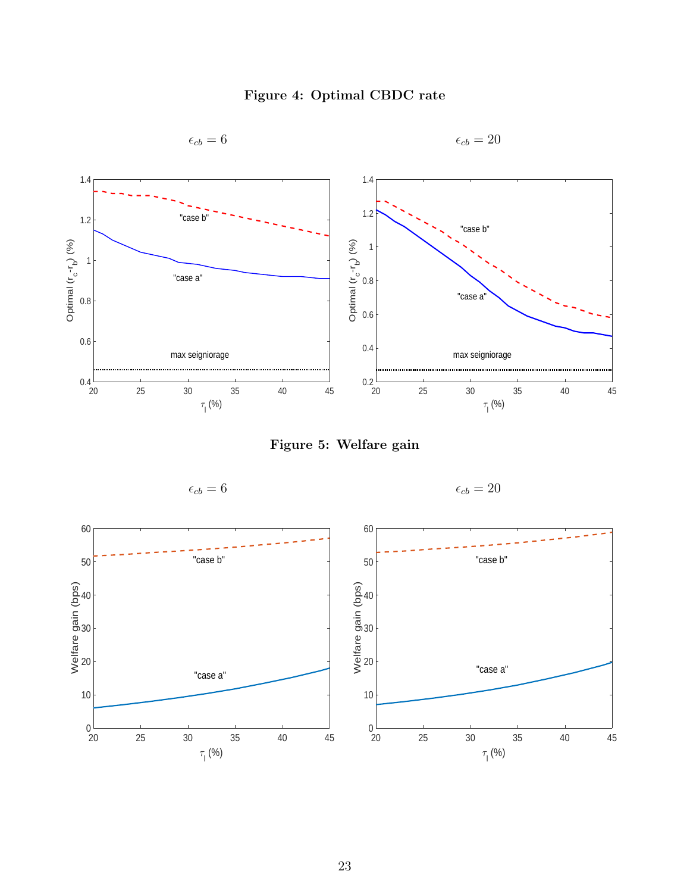**Figure 4: Optimal CBDC rate**

$\epsilon_{cb} = 6$ $\epsilon_{cb} = 20$

**Figure 5: Welfare gain**

$\epsilon_{cb} = 6$ $\epsilon_{cb} = 20$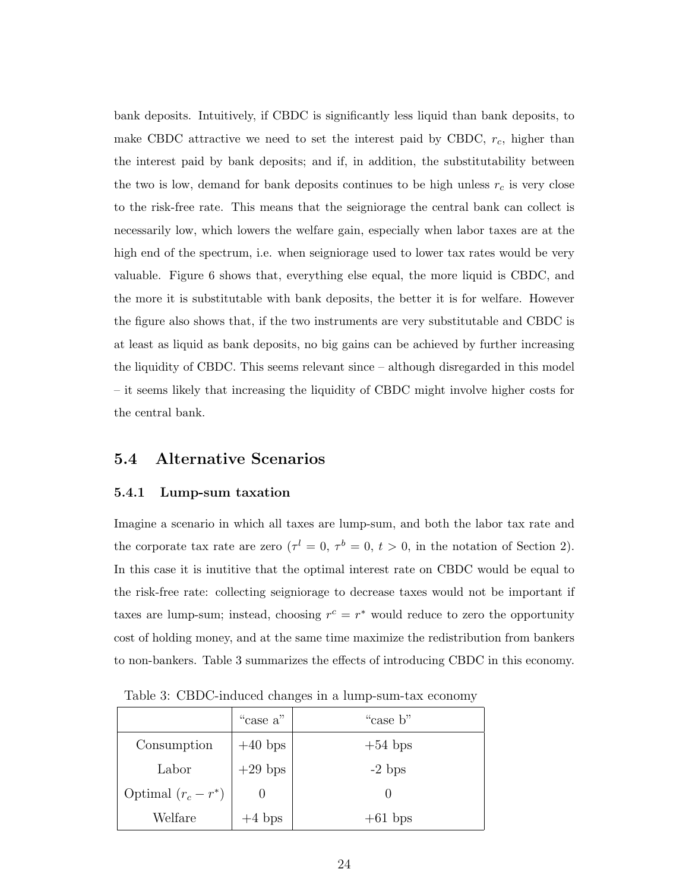bank deposits. Intuitively, if CBDC is significantly less liquid than bank deposits, to make CBDC attractive we need to set the interest paid by CBDC, $r_c$, higher than the interest paid by bank deposits; and if, in addition, the substitutability between the two is low, demand for bank deposits continues to be high unless $r_c$ is very close to the risk-free rate. This means that the seigniorage the central bank can collect is necessarily low, which lowers the welfare gain, especially when labor taxes are at the high end of the spectrum, i.e. when seigniorage used to lower tax rates would be very valuable. Figure 6 shows that, everything else equal, the more liquid is CBDC, and the more it is substitutable with bank deposits, the better it is for welfare. However the figure also shows that, if the two instruments are very substitutable and CBDC is at least as liquid as bank deposits, no big gains can be achieved by further increasing the liquidity of CBDC. This seems relevant since – although disregarded in this model – it seems likely that increasing the liquidity of CBDC might involve higher costs for the central bank.

## 5.4 Alternative Scenarios

### 5.4.1 Lump-sum taxation

Imagine a scenario in which all taxes are lump-sum, and both the labor tax rate and the corporate tax rate are zero ($\tau^l = 0$, $\tau^b = 0$, $t > 0$, in the notation of Section 2). In this case it is inutitive that the optimal interest rate on CBDC would be equal to the risk-free rate: collecting seigniorage to decrease taxes would not be important if taxes are lump-sum; instead, choosing $r^c = r^*$ would reduce to zero the opportunity cost of holding money, and at the same time maximize the redistribution from bankers to non-bankers. Table 3 summarizes the effects of introducing CBDC in this economy.

Table 3: CBDC-induced changes in a lump-sum-tax economy

| | "case a" | "case b" |
|---|---|---|
| Consumption | +40 bps | +54 bps |
| Labor | +29 bps | -2 bps |
| Optimal $(r_c - r^*)$ | 0 | 0 |
| Welfare | +4 bps | +61 bps |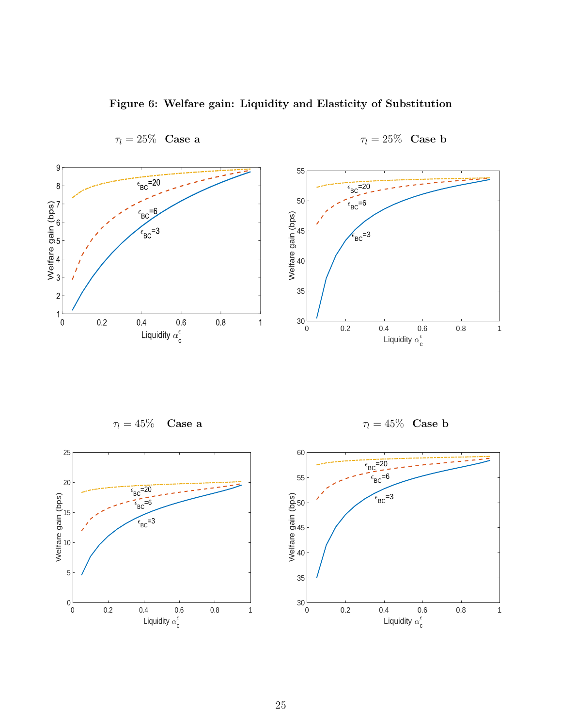**Figure 6: Welfare gain: Liquidity and Elasticity of Substitution**

$\tau_l = 25\%$ **Case a**

$\tau_l = 25\%$ **Case b**

$\tau_l = 45\%$ **Case a**

$\tau_l = 45\%$ **Case b**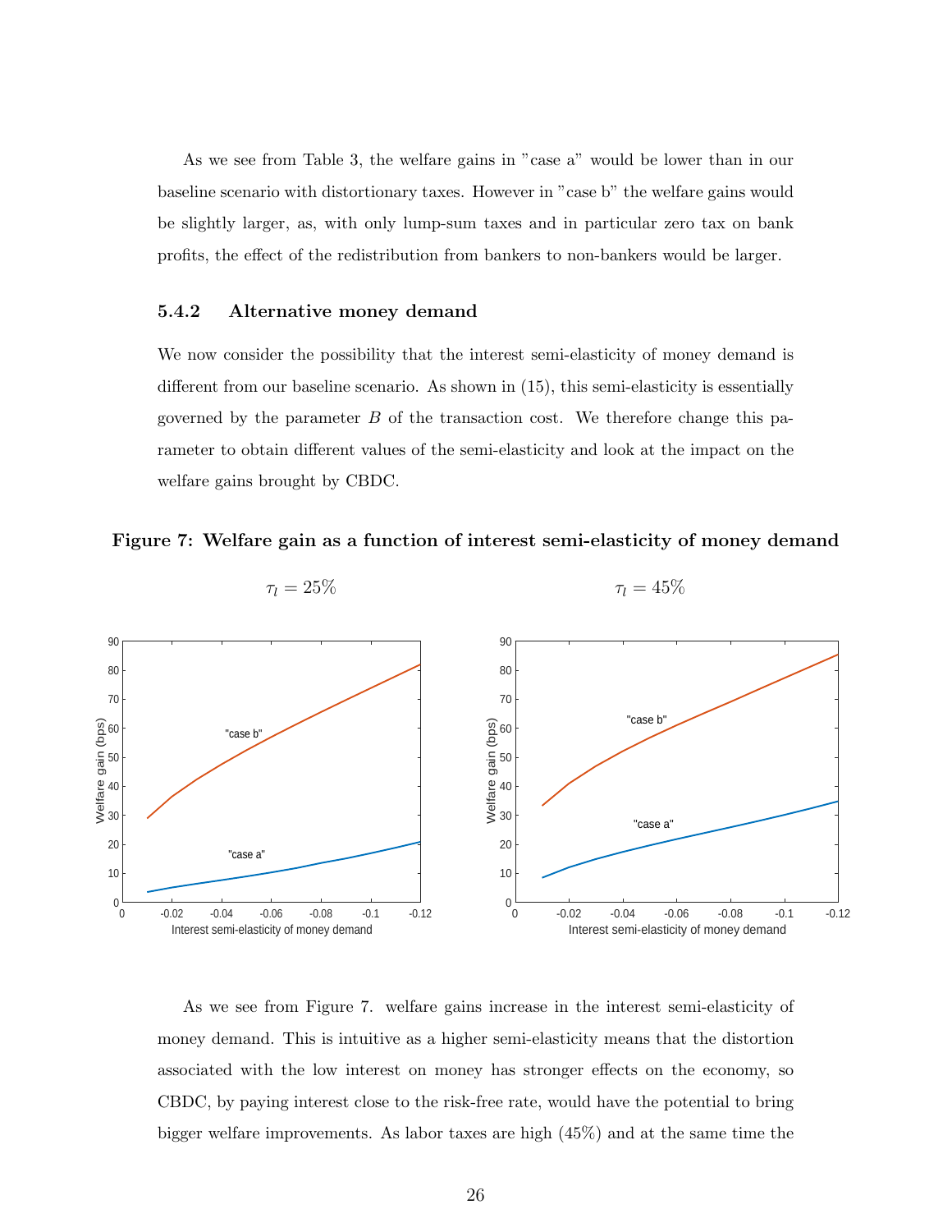As we see from Table 3, the welfare gains in "case a" would be lower than in our baseline scenario with distortionary taxes. However in "case b" the welfare gains would be slightly larger, as, with only lump-sum taxes and in particular zero tax on bank profits, the effect of the redistribution from bankers to non-bankers would be larger.

### 5.4.2 Alternative money demand

We now consider the possibility that the interest semi-elasticity of money demand is different from our baseline scenario. As shown in (15), this semi-elasticity is essentially governed by the parameter $B$ of the transaction cost. We therefore change this parameter to obtain different values of the semi-elasticity and look at the impact on the welfare gains brought by CBDC.

**Figure 7: Welfare gain as a function of interest semi-elasticity of money demand**

$\tau_l = 25\%$ $\tau_l = 45\%$

As we see from Figure 7. welfare gains increase in the interest semi-elasticity of money demand. This is intuitive as a higher semi-elasticity means that the distortion associated with the low interest on money has stronger effects on the economy, so CBDC, by paying interest close to the risk-free rate, would have the potential to bring bigger welfare improvements. As labor taxes are high (45%) and at the same time the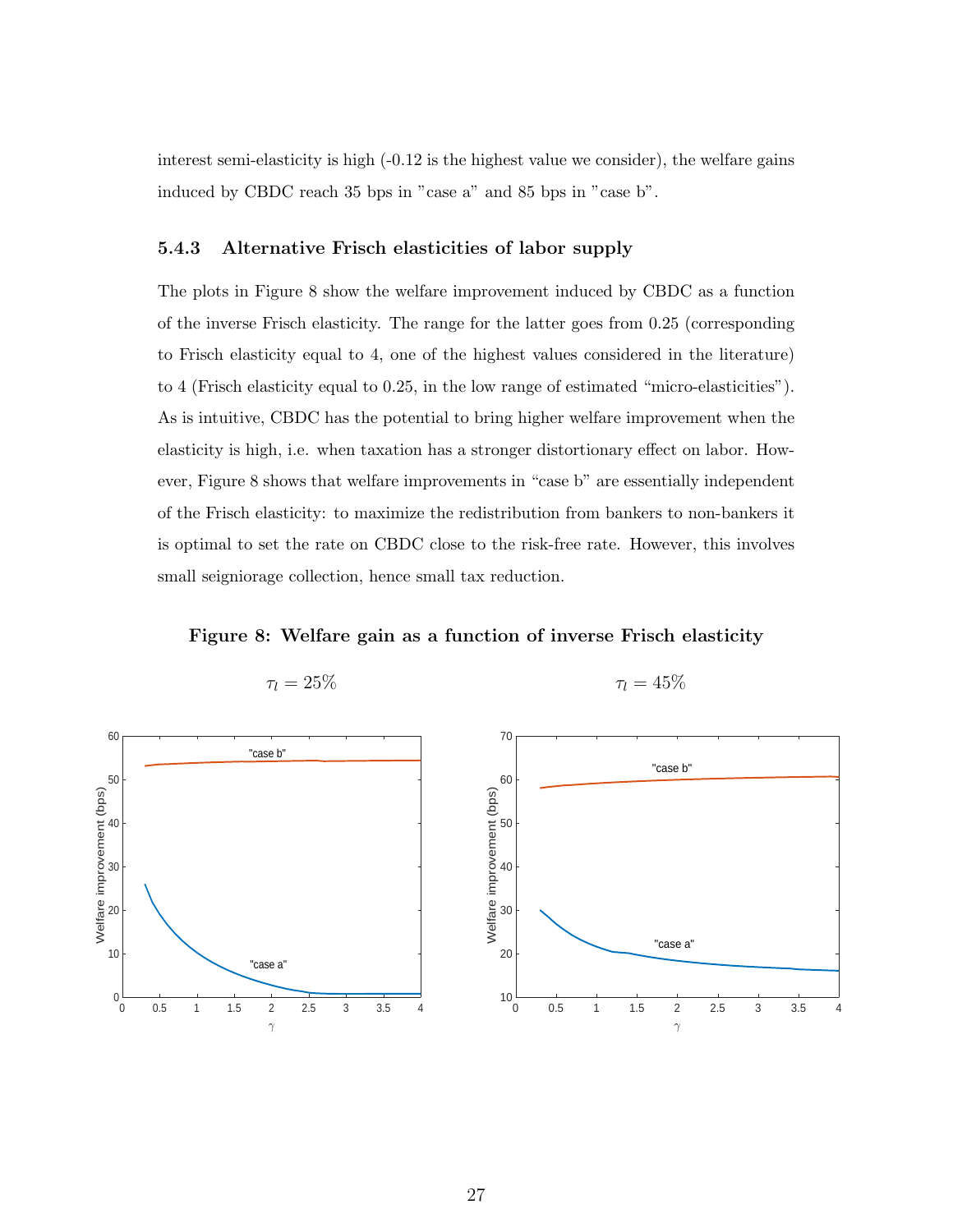interest semi-elasticity is high (-0.12 is the highest value we consider), the welfare gains induced by CBDC reach 35 bps in "case a" and 85 bps in "case b".

### 5.4.3 Alternative Frisch elasticities of labor supply

The plots in Figure 8 show the welfare improvement induced by CBDC as a function of the inverse Frisch elasticity. The range for the latter goes from 0.25 (corresponding to Frisch elasticity equal to 4, one of the highest values considered in the literature) to 4 (Frisch elasticity equal to 0.25, in the low range of estimated "micro-elasticities"). As is intuitive, CBDC has the potential to bring higher welfare improvement when the elasticity is high, i.e. when taxation has a stronger distortionary effect on labor. However, Figure 8 shows that welfare improvements in "case b" are essentially independent of the Frisch elasticity: to maximize the redistribution from bankers to non-bankers it is optimal to set the rate on CBDC close to the risk-free rate. However, this involves small seigniorage collection, hence small tax reduction.

**Figure 8: Welfare gain as a function of inverse Frisch elasticity**

$\tau_l = 25\%$ $\tau_l = 45\%$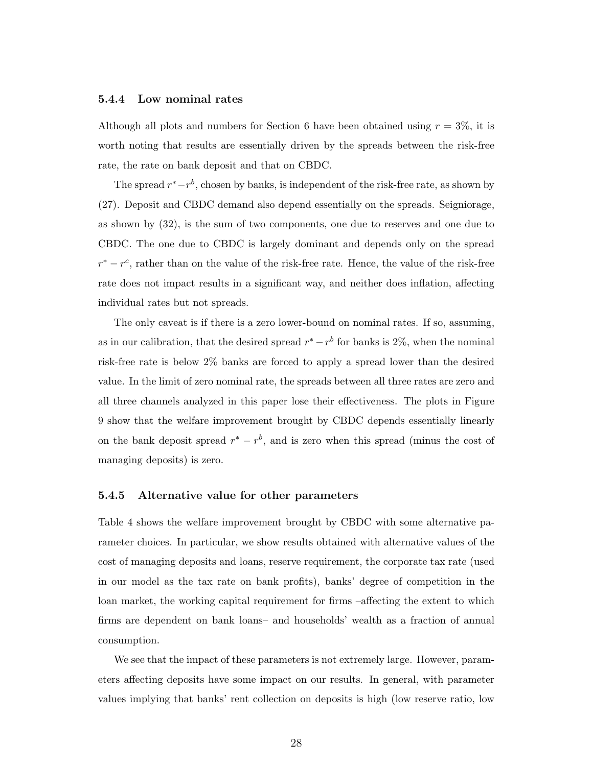#### 5.4.4 Low nominal rates

Although all plots and numbers for Section 6 have been obtained using $r = 3\%$, it is worth noting that results are essentially driven by the spreads between the risk-free rate, the rate on bank deposit and that on CBDC.

The spread $r^* - r^b$, chosen by banks, is independent of the risk-free rate, as shown by (27). Deposit and CBDC demand also depend essentially on the spreads. Seigniorage, as shown by (32), is the sum of two components, one due to reserves and one due to CBDC. The one due to CBDC is largely dominant and depends only on the spread $r^* - r^c$, rather than on the value of the risk-free rate. Hence, the value of the risk-free rate does not impact results in a significant way, and neither does inflation, affecting individual rates but not spreads.

The only caveat is if there is a zero lower-bound on nominal rates. If so, assuming, as in our calibration, that the desired spread $r^* - r^b$ for banks is 2%, when the nominal risk-free rate is below 2% banks are forced to apply a spread lower than the desired value. In the limit of zero nominal rate, the spreads between all three rates are zero and all three channels analyzed in this paper lose their effectiveness. The plots in Figure 9 show that the welfare improvement brought by CBDC depends essentially linearly on the bank deposit spread $r^* - r^b$, and is zero when this spread (minus the cost of managing deposits) is zero.

#### 5.4.5 Alternative value for other parameters

Table 4 shows the welfare improvement brought by CBDC with some alternative parameter choices. In particular, we show results obtained with alternative values of the cost of managing deposits and loans, reserve requirement, the corporate tax rate (used in our model as the tax rate on bank profits), banks' degree of competition in the loan market, the working capital requirement for firms –affecting the extent to which firms are dependent on bank loans– and households' wealth as a fraction of annual consumption.

We see that the impact of these parameters is not extremely large. However, parameters affecting deposits have some impact on our results. In general, with parameter values implying that banks' rent collection on deposits is high (low reserve ratio, low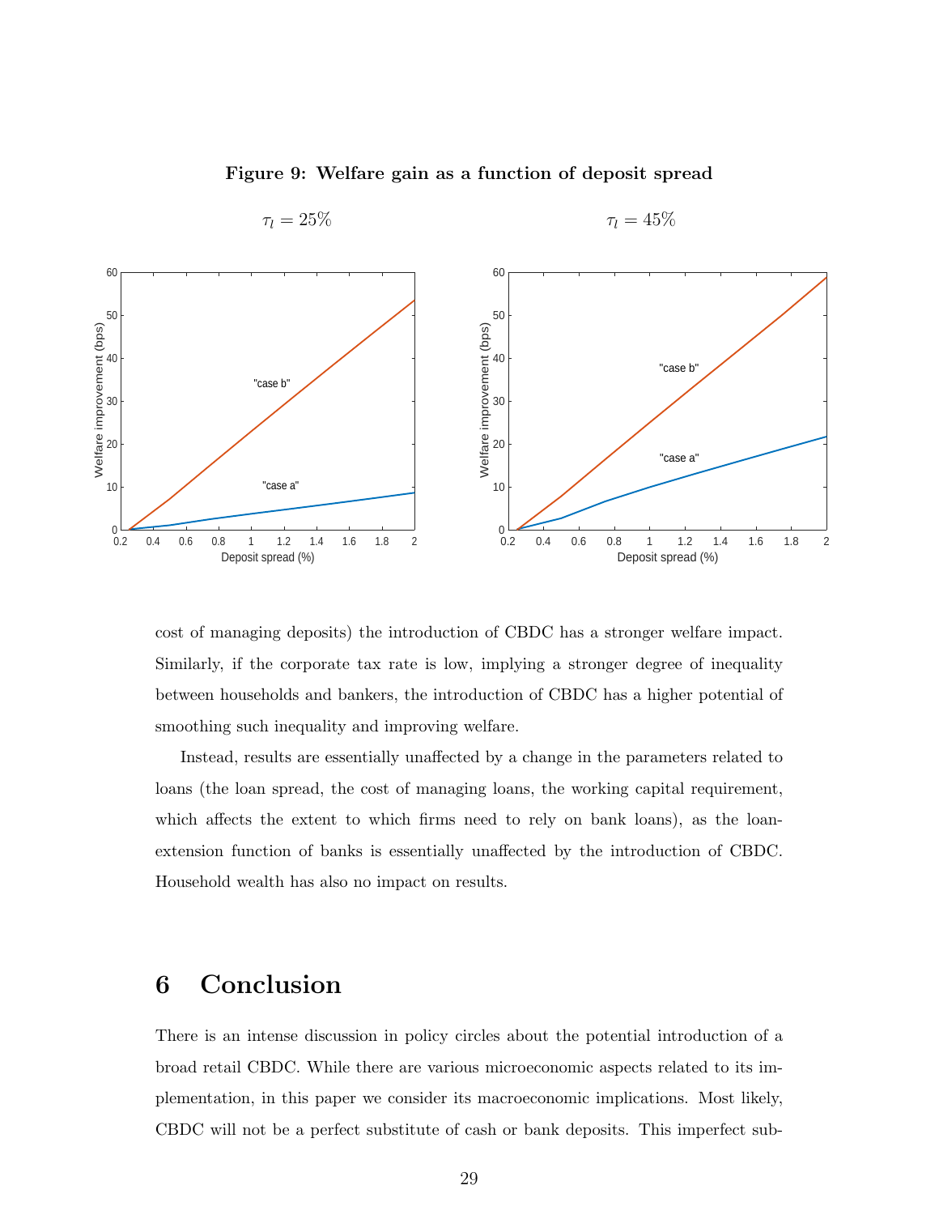**Figure 9: Welfare gain as a function of deposit spread**

$\tau_l = 25\%$ $\tau_l = 45\%$

cost of managing deposits) the introduction of CBDC has a stronger welfare impact. Similarly, if the corporate tax rate is low, implying a stronger degree of inequality between households and bankers, the introduction of CBDC has a higher potential of smoothing such inequality and improving welfare.

Instead, results are essentially unaffected by a change in the parameters related to loans (the loan spread, the cost of managing loans, the working capital requirement, which affects the extent to which firms need to rely on bank loans), as the loan-extension function of banks is essentially unaffected by the introduction of CBDC. Household wealth has also no impact on results.

# 6 Conclusion

There is an intense discussion in policy circles about the potential introduction of a broad retail CBDC. While there are various microeconomic aspects related to its implementation, in this paper we consider its macroeconomic implications. Most likely, CBDC will not be a perfect substitute of cash or bank deposits. This imperfect sub-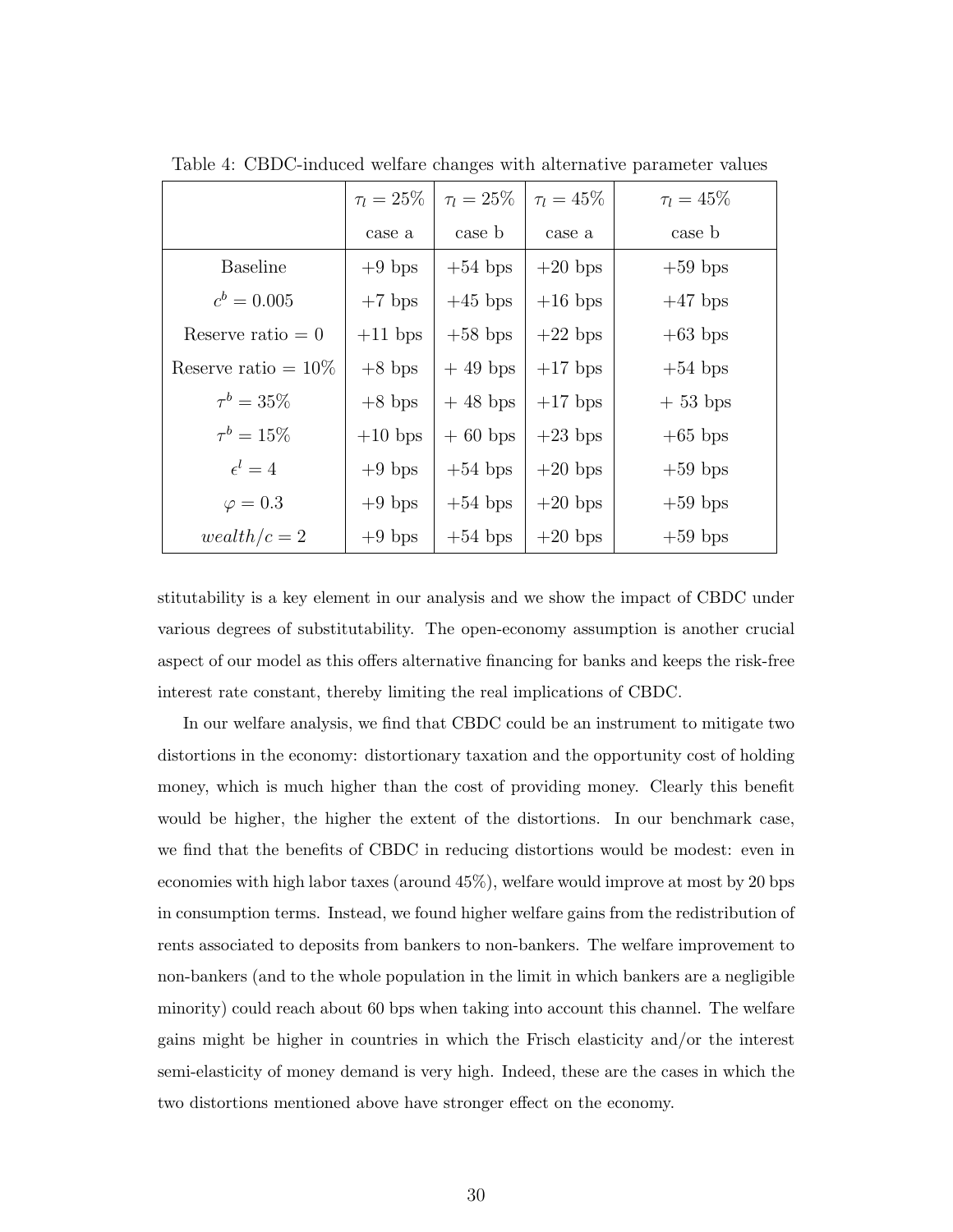Table 4: CBDC-induced welfare changes with alternative parameter values

| | $\tau_l = 25\%$ case a | $\tau_l = 25\%$ case b | $\tau_l = 45\%$ case a | $\tau_l = 45\%$ case b |
|---|---|---|---|---|
| Baseline | +9 bps | +54 bps | +20 bps | +59 bps |
| $c^b = 0.005$ | +7 bps | +45 bps | +16 bps | +47 bps |
| Reserve ratio = 0 | +11 bps | +58 bps | +22 bps | +63 bps |
| Reserve ratio = 10% | +8 bps | + 49 bps | +17 bps | +54 bps |
| $\tau^b = 35\%$ | +8 bps | + 48 bps | +17 bps | + 53 bps |
| $\tau^b = 15\%$ | +10 bps | + 60 bps | +23 bps | +65 bps |
| $\epsilon^l = 4$ | +9 bps | +54 bps | +20 bps | +59 bps |
| $\varphi = 0.3$ | +9 bps | +54 bps | +20 bps | +59 bps |
| $wealth/c = 2$ | +9 bps | +54 bps | +20 bps | +59 bps |

stitutability is a key element in our analysis and we show the impact of CBDC under various degrees of substitutability. The open-economy assumption is another crucial aspect of our model as this offers alternative financing for banks and keeps the risk-free interest rate constant, thereby limiting the real implications of CBDC.

In our welfare analysis, we find that CBDC could be an instrument to mitigate two distortions in the economy: distortionary taxation and the opportunity cost of holding money, which is much higher than the cost of providing money. Clearly this benefit would be higher, the higher the extent of the distortions. In our benchmark case, we find that the benefits of CBDC in reducing distortions would be modest: even in economies with high labor taxes (around 45%), welfare would improve at most by 20 bps in consumption terms. Instead, we found higher welfare gains from the redistribution of rents associated to deposits from bankers to non-bankers. The welfare improvement to non-bankers (and to the whole population in the limit in which bankers are a negligible minority) could reach about 60 bps when taking into account this channel. The welfare gains might be higher in countries in which the Frisch elasticity and/or the interest semi-elasticity of money demand is very high. Indeed, these are the cases in which the two distortions mentioned above have stronger effect on the economy.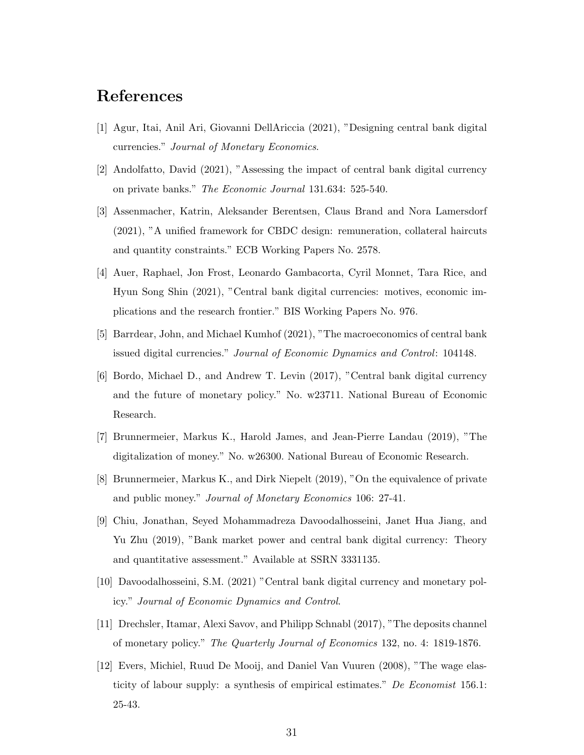# References

[1] Agur, Itai, Anil Ari, Giovanni DellAriccia (2021), "Designing central bank digital currencies." *Journal of Monetary Economics*.

[2] Andolfatto, David (2021), "Assessing the impact of central bank digital currency on private banks." *The Economic Journal* 131.634: 525-540.

[3] Assenmacher, Katrin, Aleksander Berentsen, Claus Brand and Nora Lamersdorf (2021), "A unified framework for CBDC design: remuneration, collateral haircuts and quantity constraints." ECB Working Papers No. 2578.

[4] Auer, Raphael, Jon Frost, Leonardo Gambacorta, Cyril Monnet, Tara Rice, and Hyun Song Shin (2021), "Central bank digital currencies: motives, economic implications and the research frontier." BIS Working Papers No. 976.

[5] Barrdear, John, and Michael Kumhof (2021), "The macroeconomics of central bank issued digital currencies." *Journal of Economic Dynamics and Control*: 104148.

[6] Bordo, Michael D., and Andrew T. Levin (2017), "Central bank digital currency and the future of monetary policy." No. w23711. National Bureau of Economic Research.

[7] Brunnermeier, Markus K., Harold James, and Jean-Pierre Landau (2019), "The digitalization of money." No. w26300. National Bureau of Economic Research.

[8] Brunnermeier, Markus K., and Dirk Niepelt (2019), "On the equivalence of private and public money." *Journal of Monetary Economics* 106: 27-41.

[9] Chiu, Jonathan, Seyed Mohammadreza Davoodalhosseini, Janet Hua Jiang, and Yu Zhu (2019), "Bank market power and central bank digital currency: Theory and quantitative assessment." Available at SSRN 3331135.

[10] Davoodalhosseini, S.M. (2021) "Central bank digital currency and monetary policy." *Journal of Economic Dynamics and Control*.

[11] Drechsler, Itamar, Alexi Savov, and Philipp Schnabl (2017), "The deposits channel of monetary policy." *The Quarterly Journal of Economics* 132, no. 4: 1819-1876.

[12] Evers, Michiel, Ruud De Mooij, and Daniel Van Vuuren (2008), "The wage elasticity of labour supply: a synthesis of empirical estimates." *De Economist* 156.1: 25-43.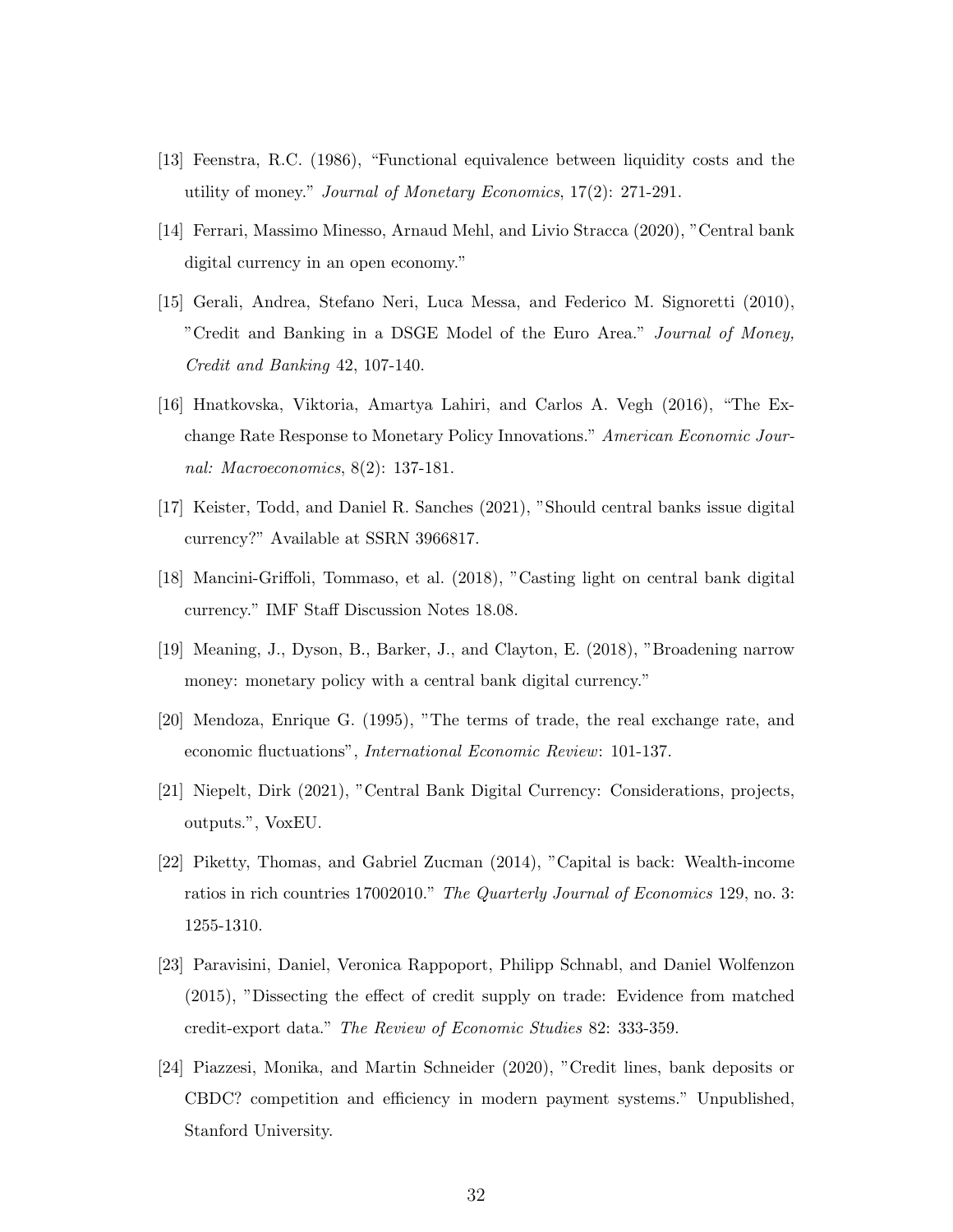[13] Feenstra, R.C. (1986), "Functional equivalence between liquidity costs and the utility of money." *Journal of Monetary Economics*, 17(2): 271-291.

[14] Ferrari, Massimo Minesso, Arnaud Mehl, and Livio Stracca (2020), "Central bank digital currency in an open economy."

[15] Gerali, Andrea, Stefano Neri, Luca Messa, and Federico M. Signoretti (2010), "Credit and Banking in a DSGE Model of the Euro Area." *Journal of Money, Credit and Banking* 42, 107-140.

[16] Hnatkovska, Viktoria, Amartya Lahiri, and Carlos A. Vegh (2016), "The Exchange Rate Response to Monetary Policy Innovations." *American Economic Journal: Macroeconomics*, 8(2): 137-181.

[17] Keister, Todd, and Daniel R. Sanches (2021), "Should central banks issue digital currency?" Available at SSRN 3966817.

[18] Mancini-Griffoli, Tommaso, et al. (2018), "Casting light on central bank digital currency." IMF Staff Discussion Notes 18.08.

[19] Meaning, J., Dyson, B., Barker, J., and Clayton, E. (2018), "Broadening narrow money: monetary policy with a central bank digital currency."

[20] Mendoza, Enrique G. (1995), "The terms of trade, the real exchange rate, and economic fluctuations", *International Economic Review*: 101-137.

[21] Niepelt, Dirk (2021), "Central Bank Digital Currency: Considerations, projects, outputs.", VoxEU.

[22] Piketty, Thomas, and Gabriel Zucman (2014), "Capital is back: Wealth-income ratios in rich countries 17002010." *The Quarterly Journal of Economics* 129, no. 3: 1255-1310.

[23] Paravisini, Daniel, Veronica Rappoport, Philipp Schnabl, and Daniel Wolfenzon (2015), "Dissecting the effect of credit supply on trade: Evidence from matched credit-export data." *The Review of Economic Studies* 82: 333-359.

[24] Piazzesi, Monika, and Martin Schneider (2020), "Credit lines, bank deposits or CBDC? competition and efficiency in modern payment systems." Unpublished, Stanford University.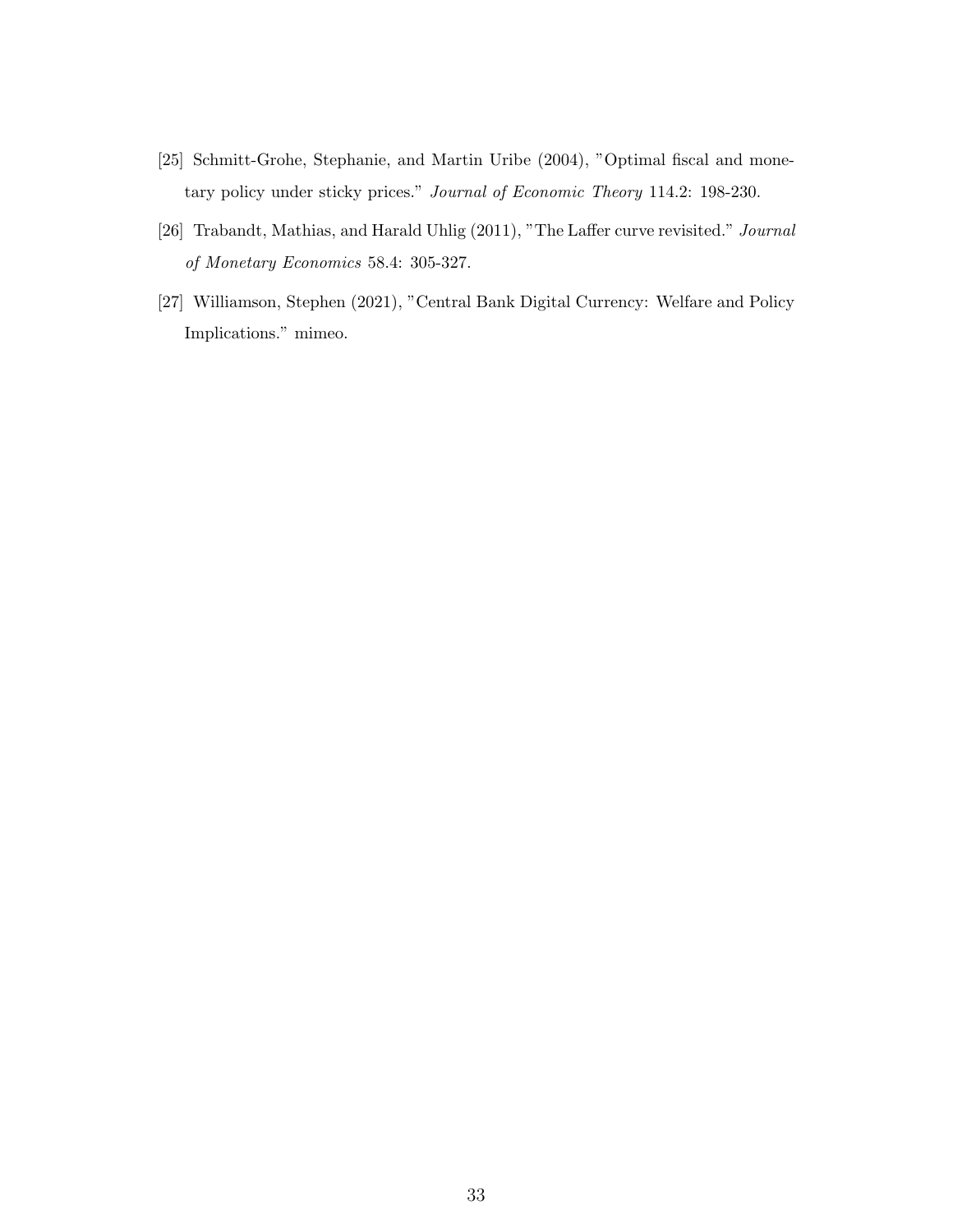[25] Schmitt-Grohe, Stephanie, and Martin Uribe (2004), "Optimal fiscal and monetary policy under sticky prices." *Journal of Economic Theory* 114.2: 198-230.

[26] Trabandt, Mathias, and Harald Uhlig (2011), "The Laffer curve revisited." *Journal of Monetary Economics* 58.4: 305-327.

[27] Williamson, Stephen (2021), "Central Bank Digital Currency: Welfare and Policy Implications." mimeo.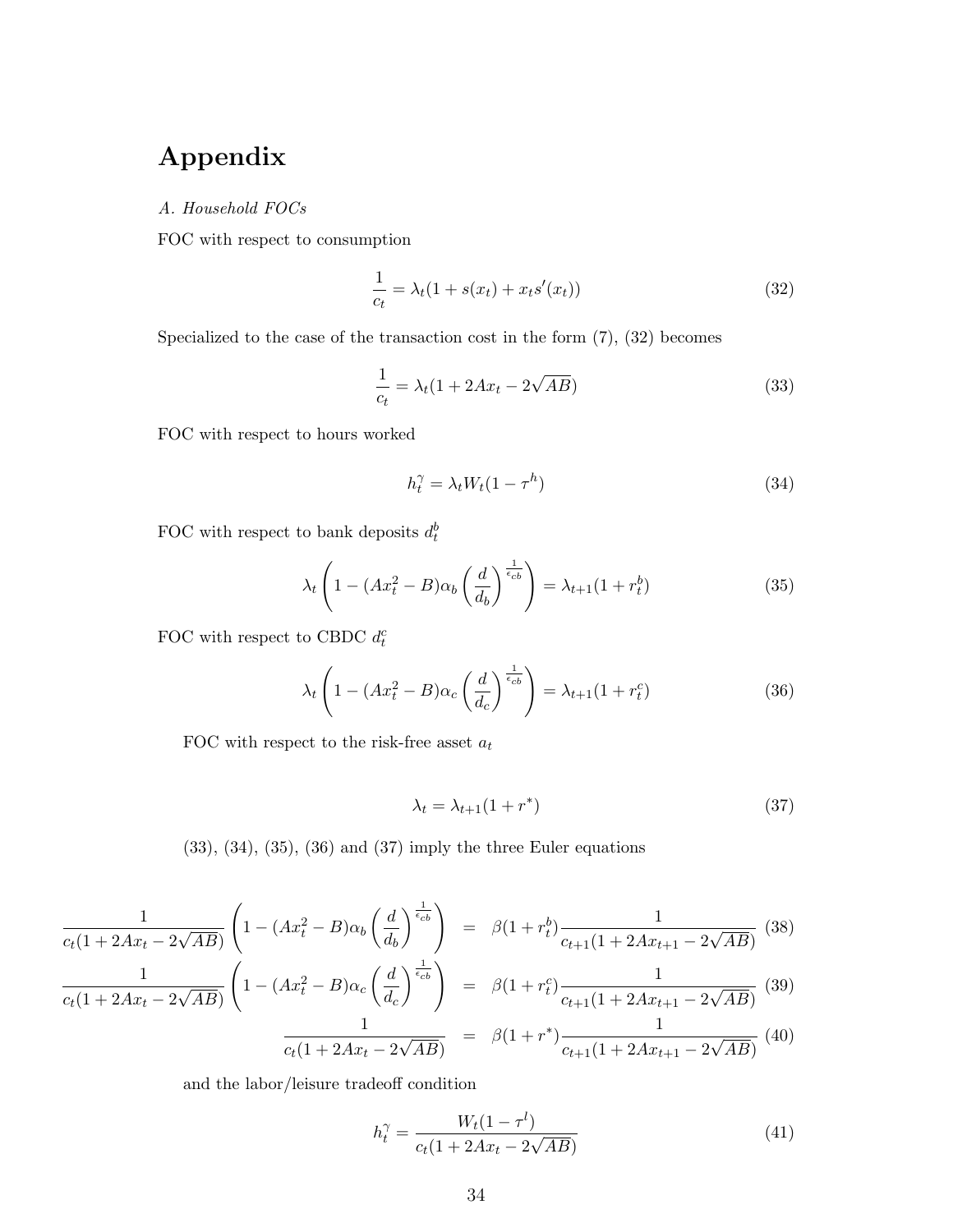# Appendix

*A. Household FOCs*

FOC with respect to consumption

$$\frac{1}{c_t} = \lambda_t(1 + s(x_t) + x_t s'(x_t)) \tag{32}$$

Specialized to the case of the transaction cost in the form (7), (32) becomes

$$\frac{1}{c_t} = \lambda_t(1 + 2Ax_t - 2\sqrt{AB}) \tag{33}$$

FOC with respect to hours worked

$$h_t^\gamma = \lambda_t W_t(1 - \tau^h) \tag{34}$$

FOC with respect to bank deposits $d_t^b$

$$\lambda_t \left(1 - (Ax_t^2 - B)\alpha_b \left(\frac{d}{d_b}\right)^{\frac{1}{\epsilon_{cb}}}\right) = \lambda_{t+1}(1 + r_t^b) \tag{35}$$

FOC with respect to CBDC $d_t^c$

$$\lambda_t \left(1 - (Ax_t^2 - B)\alpha_c \left(\frac{d}{d_c}\right)^{\frac{1}{\epsilon_{cb}}}\right) = \lambda_{t+1}(1 + r_t^c) \tag{36}$$

FOC with respect to the risk-free asset $a_t$

$$\lambda_t = \lambda_{t+1}(1 + r^*) \tag{37}$$

(33), (34), (35), (36) and (37) imply the three Euler equations

$$\frac{1}{c_t(1 + 2Ax_t - 2\sqrt{AB})}\left(1 - (Ax_t^2 - B)\alpha_b \left(\frac{d}{d_b}\right)^{\frac{1}{\epsilon_{cb}}}\right) = \beta(1 + r_t^b)\frac{1}{c_{t+1}(1 + 2Ax_{t+1} - 2\sqrt{AB})} \tag{38}$$

$$\frac{1}{c_t(1 + 2Ax_t - 2\sqrt{AB})}\left(1 - (Ax_t^2 - B)\alpha_c \left(\frac{d}{d_c}\right)^{\frac{1}{\epsilon_{cb}}}\right) = \beta(1 + r_t^c)\frac{1}{c_{t+1}(1 + 2Ax_{t+1} - 2\sqrt{AB})} \tag{39}$$

$$\frac{1}{c_t(1 + 2Ax_t - 2\sqrt{AB})} = \beta(1 + r^*)\frac{1}{c_{t+1}(1 + 2Ax_{t+1} - 2\sqrt{AB})} \tag{40}$$

and the labor/leisure tradeoff condition

$$h_t^\gamma = \frac{W_t(1 - \tau^l)}{c_t(1 + 2Ax_t - 2\sqrt{AB})} \tag{41}$$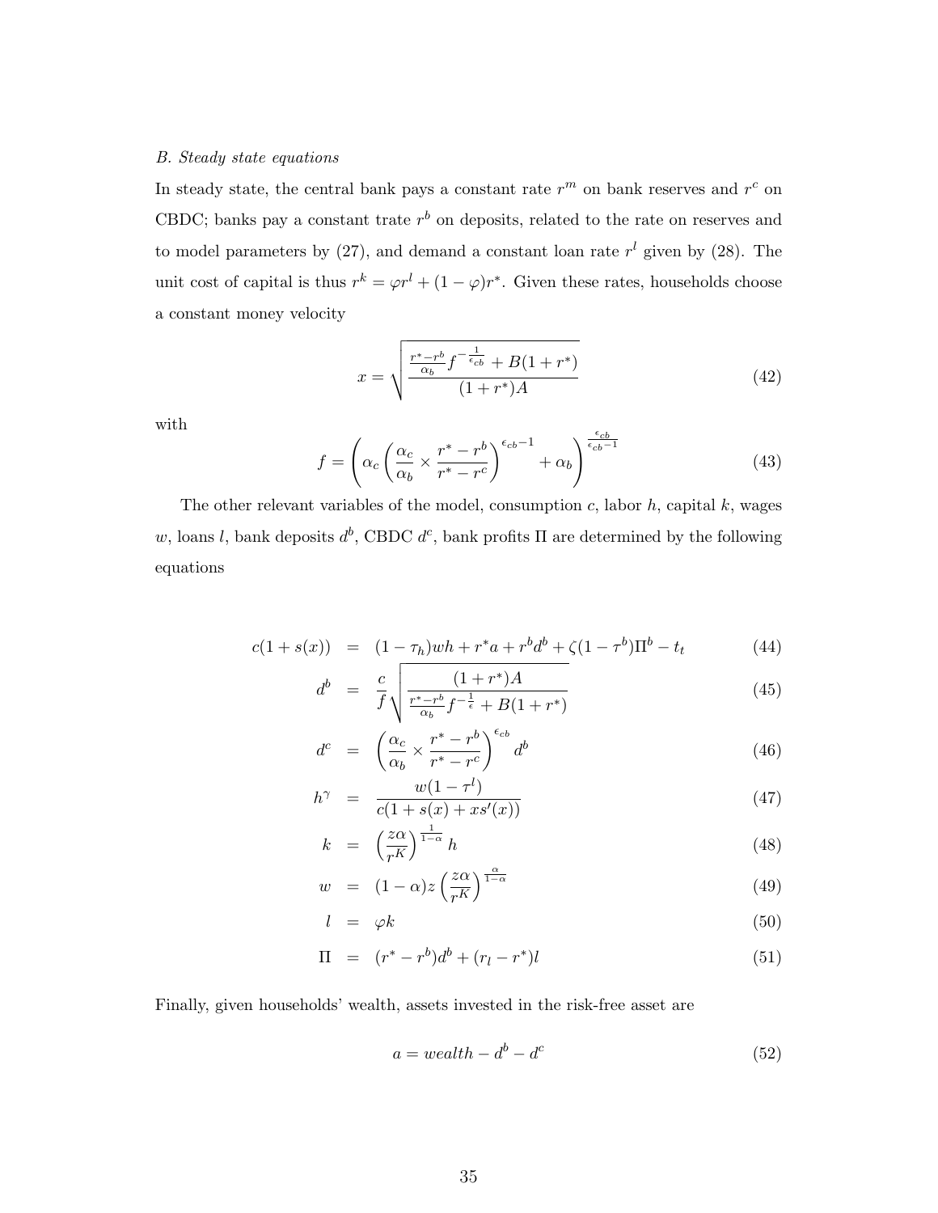*B. Steady state equations*

In steady state, the central bank pays a constant rate $r^m$ on bank reserves and $r^c$ on CBDC; banks pay a constant trate $r^b$ on deposits, related to the rate on reserves and to model parameters by (27), and demand a constant loan rate $r^l$ given by (28). The unit cost of capital is thus $r^k = \varphi r^l + (1-\varphi)r^*$. Given these rates, households choose a constant money velocity

$$x = \sqrt{\frac{\frac{r^*-r^b}{\alpha_b} f^{-\frac{1}{\epsilon_{cb}}} + B(1+r^*)}{(1+r^*)A}} \tag{42}$$

with

$$f = \left( \alpha_c \left( \frac{\alpha_c}{\alpha_b} \times \frac{r^*-r^b}{r^*-r^c} \right)^{\epsilon_{cb}-1} + \alpha_b \right)^{\frac{\epsilon_{cb}}{\epsilon_{cb}-1}} \tag{43}$$

The other relevant variables of the model, consumption $c$, labor $h$, capital $k$, wages $w$, loans $l$, bank deposits $d^b$, CBDC $d^c$, bank profits $\Pi$ are determined by the following equations

$$\begin{aligned}
c(1+s(x)) &= (1-\tau_h)wh + r^*a + r^b d^b + \zeta(1-\tau^b)\Pi^b - t_t && (44)\\
d^b &= \frac{c}{f}\sqrt{\frac{(1+r^*)A}{\frac{r^*-r^b}{\alpha_b} f^{-\frac{1}{\epsilon}} + B(1+r^*)}} && (45)\\
d^c &= \left( \frac{\alpha_c}{\alpha_b} \times \frac{r^*-r^b}{r^*-r^c} \right)^{\epsilon_{cb}} d^b && (46)\\
h^\gamma &= \frac{w(1-\tau^l)}{c(1+s(x)+xs'(x))} && (47)\\
k &= \left( \frac{z\alpha}{r^K} \right)^{\frac{1}{1-\alpha}} h && (48)\\
w &= (1-\alpha)z\left( \frac{z\alpha}{r^K} \right)^{\frac{\alpha}{1-\alpha}} && (49)\\
l &= \varphi k && (50)\\
\Pi &= (r^*-r^b)d^b + (r_l - r^*)l && (51)
\end{aligned}$$

Finally, given households' wealth, assets invested in the risk-free asset are

$$a = wealth - d^b - d^c \tag{52}$$